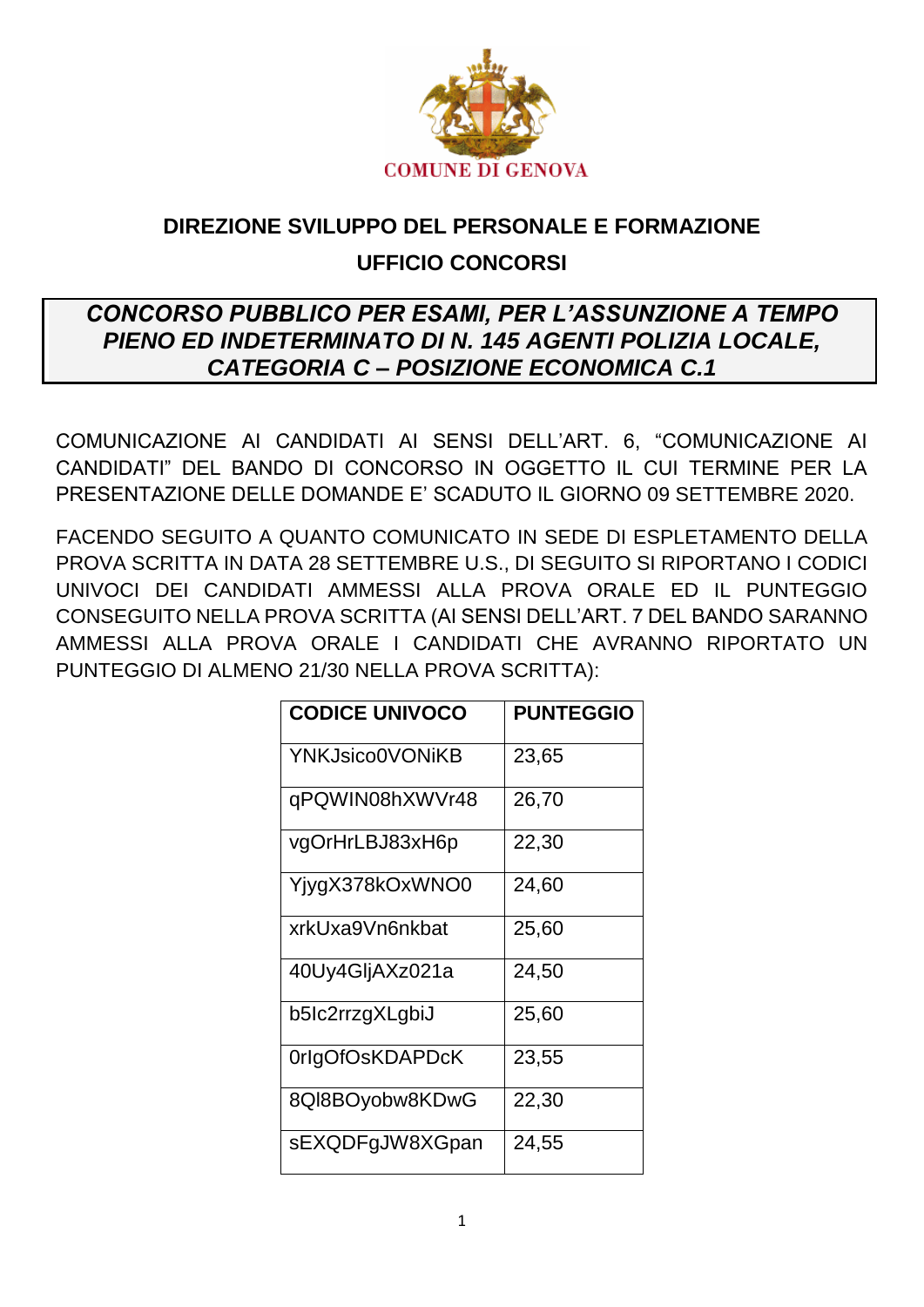COMUNE DI GENOVA

## DIREZIONE SVILUPPO DEL PERSONALE E FORMAZIONE

## UFFICIO CONCORSI

***CONCORSO PUBBLICO PER ESAMI, PER L'ASSUNZIONE A TEMPO PIENO ED INDETERMINATO DI N. 145 AGENTI POLIZIA LOCALE, CATEGORIA C – POSIZIONE ECONOMICA C.1***

COMUNICAZIONE AI CANDIDATI AI SENSI DELL'ART. 6, "COMUNICAZIONE AI CANDIDATI" DEL BANDO DI CONCORSO IN OGGETTO IL CUI TERMINE PER LA PRESENTAZIONE DELLE DOMANDE E' SCADUTO IL GIORNO 09 SETTEMBRE 2020.

FACENDO SEGUITO A QUANTO COMUNICATO IN SEDE DI ESPLETAMENTO DELLA PROVA SCRITTA IN DATA 28 SETTEMBRE U.S., DI SEGUITO SI RIPORTANO I CODICI UNIVOCI DEI CANDIDATI AMMESSI ALLA PROVA ORALE ED IL PUNTEGGIO CONSEGUITO NELLA PROVA SCRITTA (AI SENSI DELL'ART. 7 DEL BANDO SARANNO AMMESSI ALLA PROVA ORALE I CANDIDATI CHE AVRANNO RIPORTATO UN PUNTEGGIO DI ALMENO 21/30 NELLA PROVA SCRITTA):

| CODICE UNIVOCO | PUNTEGGIO |
|---|---|
| YNKJsico0VONiKB | 23,65 |
| qPQWIN08hXWVr48 | 26,70 |
| vgOrHrLBJ83xH6p | 22,30 |
| YjygX378kOxWNO0 | 24,60 |
| xrkUxa9Vn6nkbat | 25,60 |
| 40Uy4GljAXz021a | 24,50 |
| b5Ic2rrzgXLgbiJ | 25,60 |
| 0rIgOfOsKDAPDcK | 23,55 |
| 8QI8BOyobw8KDwG | 22,30 |
| sEXQDFgJW8XGpan | 24,55 |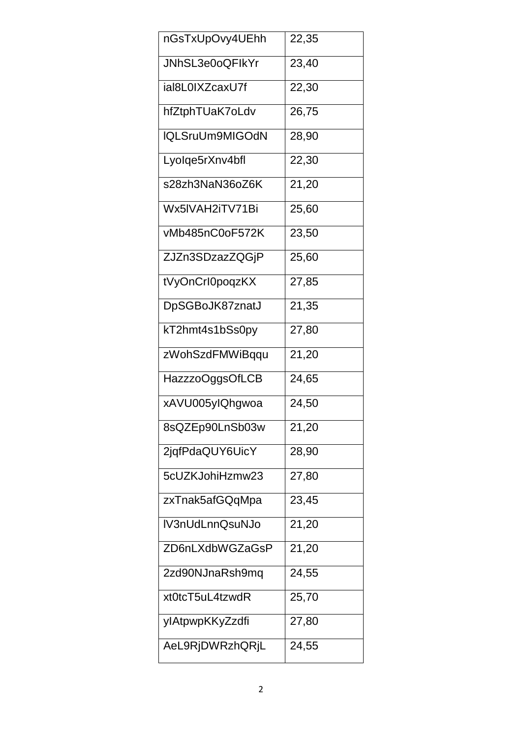| nGsTxUpOvy4UEhh | 22,35 |
|---|---|
| JNhSL3e0oQFIkYr | 23,40 |
| ial8L0IXZcaxU7f | 22,30 |
| hfZtphTUaK7oLdv | 26,75 |
| lQLSruUm9MIGOdN | 28,90 |
| LyoIqe5rXnv4bfl | 22,30 |
| s28zh3NaN36oZ6K | 21,20 |
| Wx5lVAH2iTV71Bi | 25,60 |
| vMb485nC0oF572K | 23,50 |
| ZJZn3SDzazZQGjP | 25,60 |
| tVyOnCrI0poqzKX | 27,85 |
| DpSGBoJK87znatJ | 21,35 |
| kT2hmt4s1bSs0py | 27,80 |
| zWohSzdFMWiBqqu | 21,20 |
| HazzzoOggsOfLCB | 24,65 |
| xAVU005yIQhgwoa | 24,50 |
| 8sQZEp90LnSb03w | 21,20 |
| 2jqfPdaQUY6UicY | 28,90 |
| 5cUZKJohiHzmw23 | 27,80 |
| zxTnak5afGQqMpa | 23,45 |
| lV3nUdLnnQsuNJo | 21,20 |
| ZD6nLXdbWGZaGsP | 21,20 |
| 2zd90NJnaRsh9mq | 24,55 |
| xt0tcT5uL4tzwdR | 25,70 |
| yIAtpwpKKyZzdfi | 27,80 |
| AeL9RjDWRzhQRjL | 24,55 |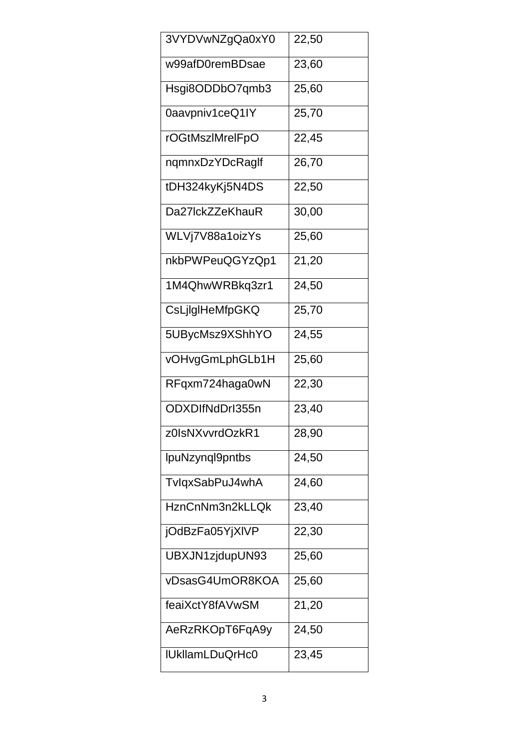| 3VYDVwNZgQa0xY0 | 22,50 |
| --- | --- |
| w99afD0remBDsae | 23,60 |
| Hsgi8ODDbO7qmb3 | 25,60 |
| 0aavpniv1ceQ1IY | 25,70 |
| rOGtMszlMrelFpO | 22,45 |
| nqmnxDzYDcRaglf | 26,70 |
| tDH324kyKj5N4DS | 22,50 |
| Da27lckZZeKhauR | 30,00 |
| WLVj7V88a1oizYs | 25,60 |
| nkbPWPeuQGYzQp1 | 21,20 |
| 1M4QhwWRBkq3zr1 | 24,50 |
| CsLjlglHeMfpGKQ | 25,70 |
| 5UBycMsz9XShhYO | 24,55 |
| vOHvgGmLphGLb1H | 25,60 |
| RFqxm724haga0wN | 22,30 |
| ODXDIfNdDrI355n | 23,40 |
| z0IsNXvvrdOzkR1 | 28,90 |
| lpuNzynql9pntbs | 24,50 |
| TvIqxSabPuJ4whA | 24,60 |
| HznCnNm3n2kLLQk | 23,40 |
| jOdBzFa05YjXlVP | 22,30 |
| UBXJN1zjdupUN93 | 25,60 |
| vDsasG4UmOR8KOA | 25,60 |
| feaiXctY8fAVwSM | 21,20 |
| AeRzRKOpT6FqA9y | 24,50 |
| lUkllamLDuQrHc0 | 23,45 |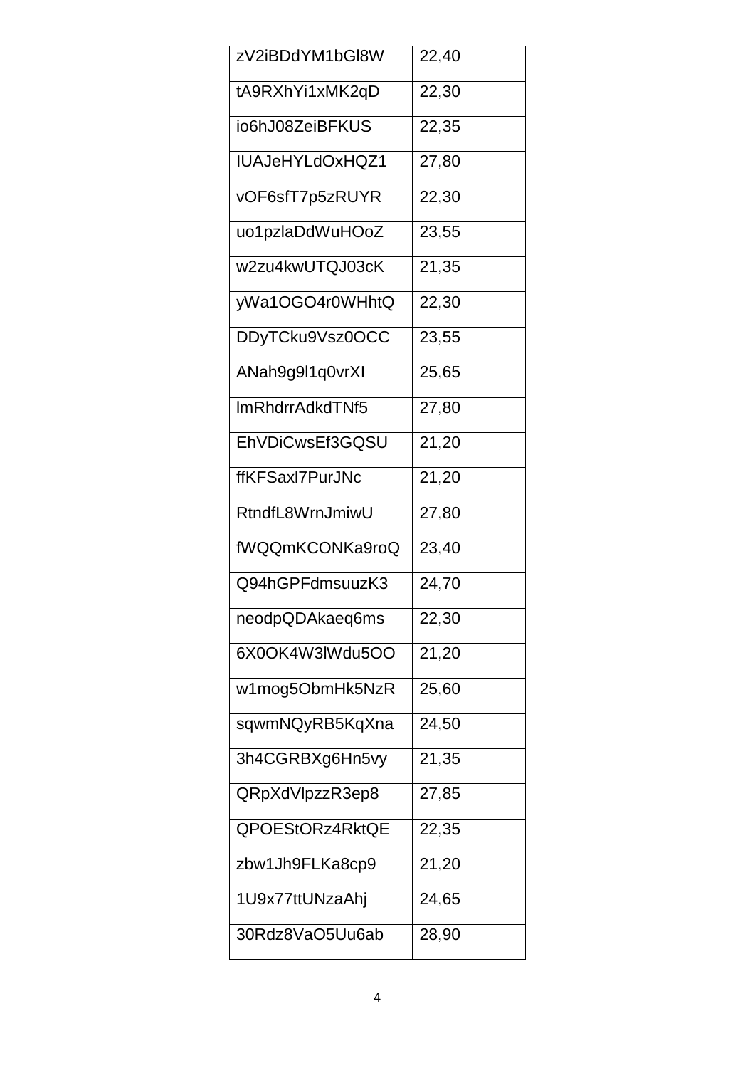| zV2iBDdYM1bGl8W | 22,40 |
|---|---|
| tA9RXhYi1xMK2qD | 22,30 |
| io6hJ08ZeiBFKUS | 22,35 |
| IUAJeHYLdOxHQZ1 | 27,80 |
| vOF6sfT7p5zRUYR | 22,30 |
| uo1pzlaDdWuHOoZ | 23,55 |
| w2zu4kwUTQJ03cK | 21,35 |
| yWa1OGO4r0WHhtQ | 22,30 |
| DDyTCku9Vsz0OCC | 23,55 |
| ANah9g9l1q0vrXI | 25,65 |
| lmRhdrrAdkdTNf5 | 27,80 |
| EhVDiCwsEf3GQSU | 21,20 |
| ffKFSaxl7PurJNc | 21,20 |
| RtndfL8WrnJmiwU | 27,80 |
| fWQQmKCONKa9roQ | 23,40 |
| Q94hGPFdmsuuzK3 | 24,70 |
| neodpQDAkaeq6ms | 22,30 |
| 6X0OK4W3lWdu5OO | 21,20 |
| w1mog5ObmHk5NzR | 25,60 |
| sqwmNQyRB5KqXna | 24,50 |
| 3h4CGRBXg6Hn5vy | 21,35 |
| QRpXdVlpzzR3ep8 | 27,85 |
| QPOEStORz4RktQE | 22,35 |
| zbw1Jh9FLKa8cp9 | 21,20 |
| 1U9x77ttUNzaAhj | 24,65 |
| 30Rdz8VaO5Uu6ab | 28,90 |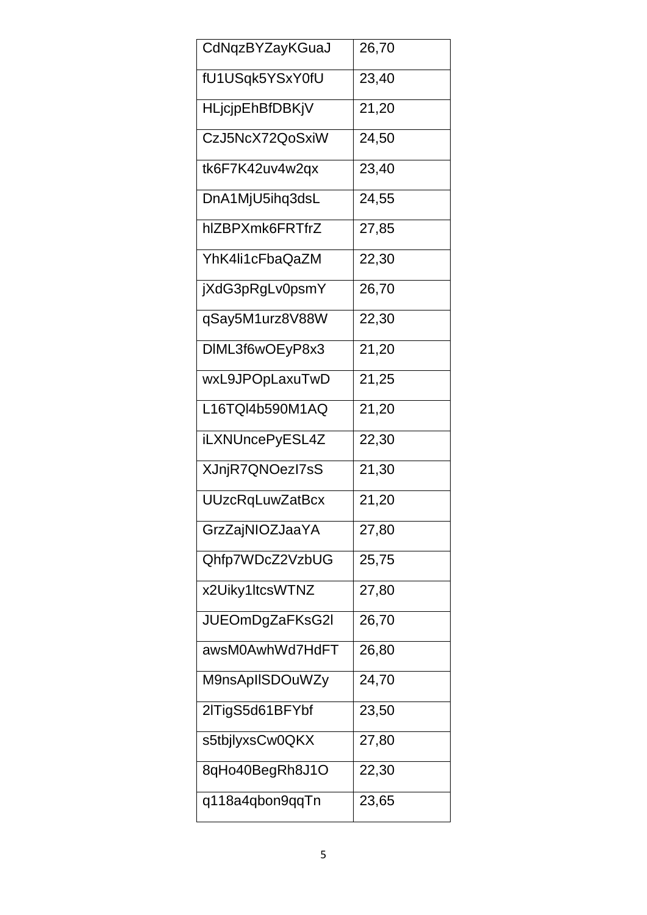| CdNqzBYZayKGuaJ | 26,70 |
|---|---|
| fU1USqk5YSxY0fU | 23,40 |
| HLjcjpEhBfDBKjV | 21,20 |
| CzJ5NcX72QoSxiW | 24,50 |
| tk6F7K42uv4w2qx | 23,40 |
| DnA1MjU5ihq3dsL | 24,55 |
| hlZBPXmk6FRTfrZ | 27,85 |
| YhK4li1cFbaQaZM | 22,30 |
| jXdG3pRgLv0psmY | 26,70 |
| qSay5M1urz8V88W | 22,30 |
| DlML3f6wOEyP8x3 | 21,20 |
| wxL9JPOpLaxuTwD | 21,25 |
| L16TQl4b590M1AQ | 21,20 |
| iLXNUncePyESL4Z | 22,30 |
| XJnjR7QNOezI7sS | 21,30 |
| UUzcRqLuwZatBcx | 21,20 |
| GrzZajNIOZJaaYA | 27,80 |
| Qhfp7WDcZ2VzbUG | 25,75 |
| x2Uiky1ltcsWTNZ | 27,80 |
| JUEOmDgZaFKsG2l | 26,70 |
| awsM0AwhWd7HdFT | 26,80 |
| M9nsApIlSDOuWZy | 24,70 |
| 2lTigS5d61BFYbf | 23,50 |
| s5tbjlyxsCw0QKX | 27,80 |
| 8qHo40BegRh8J1O | 22,30 |
| q118a4qbon9qqTn | 23,65 |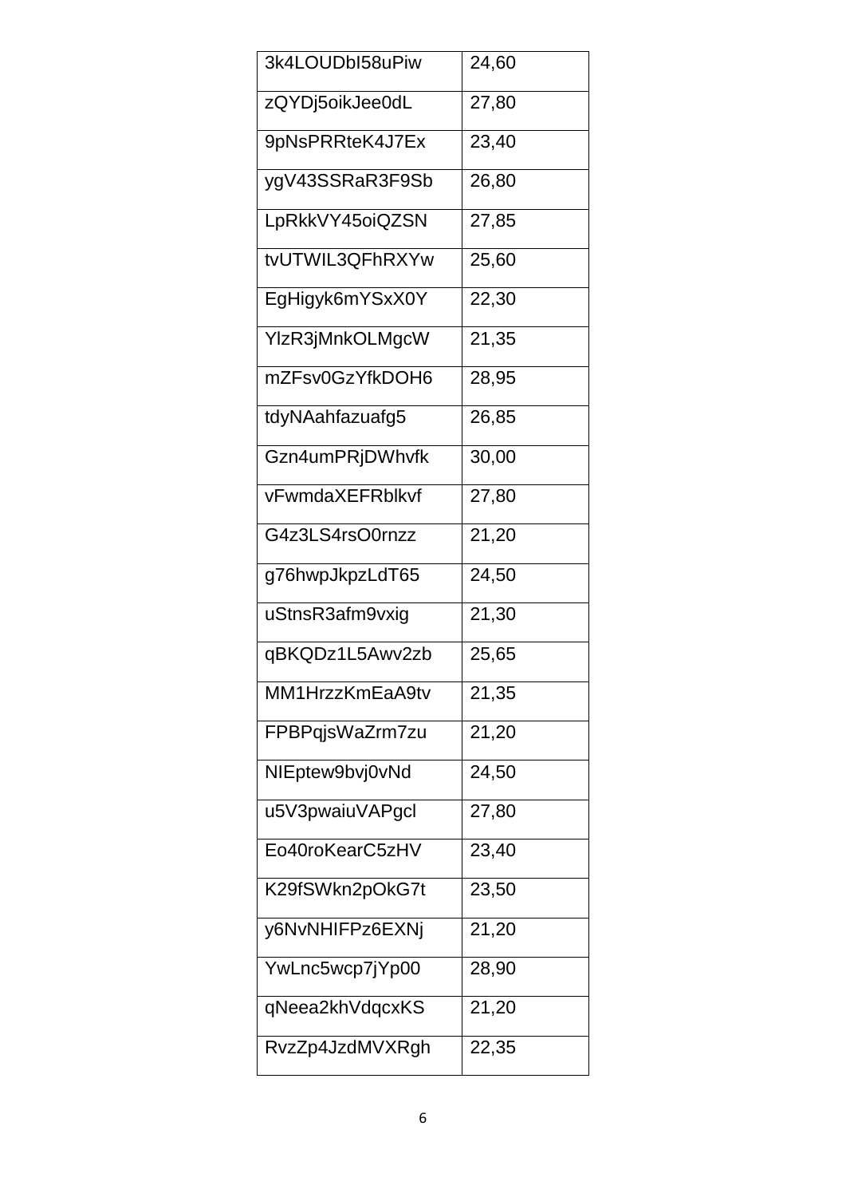| 3k4LOUDbI58uPiw | 24,60 |
| --- | --- |
| zQYDj5oikJee0dL | 27,80 |
| 9pNsPRRteK4J7Ex | 23,40 |
| ygV43SSRaR3F9Sb | 26,80 |
| LpRkkVY45oiQZSN | 27,85 |
| tvUTWIL3QFhRXYw | 25,60 |
| EgHigyk6mYSxX0Y | 22,30 |
| YlzR3jMnkOLMgcW | 21,35 |
| mZFsv0GzYfkDOH6 | 28,95 |
| tdyNAahfazuafg5 | 26,85 |
| Gzn4umPRjDWhvfk | 30,00 |
| vFwmdaXEFRblkvf | 27,80 |
| G4z3LS4rsO0rnzz | 21,20 |
| g76hwpJkpzLdT65 | 24,50 |
| uStnsR3afm9vxig | 21,30 |
| qBKQDz1L5Awv2zb | 25,65 |
| MM1HrzzKmEaA9tv | 21,35 |
| FPBPqjsWaZrm7zu | 21,20 |
| NIEptew9bvj0vNd | 24,50 |
| u5V3pwaiuVAPgcl | 27,80 |
| Eo40roKearC5zHV | 23,40 |
| K29fSWkn2pOkG7t | 23,50 |
| y6NvNHIFPz6EXNj | 21,20 |
| YwLnc5wcp7jYp00 | 28,90 |
| qNeea2khVdqcxKS | 21,20 |
| RvzZp4JzdMVXRgh | 22,35 |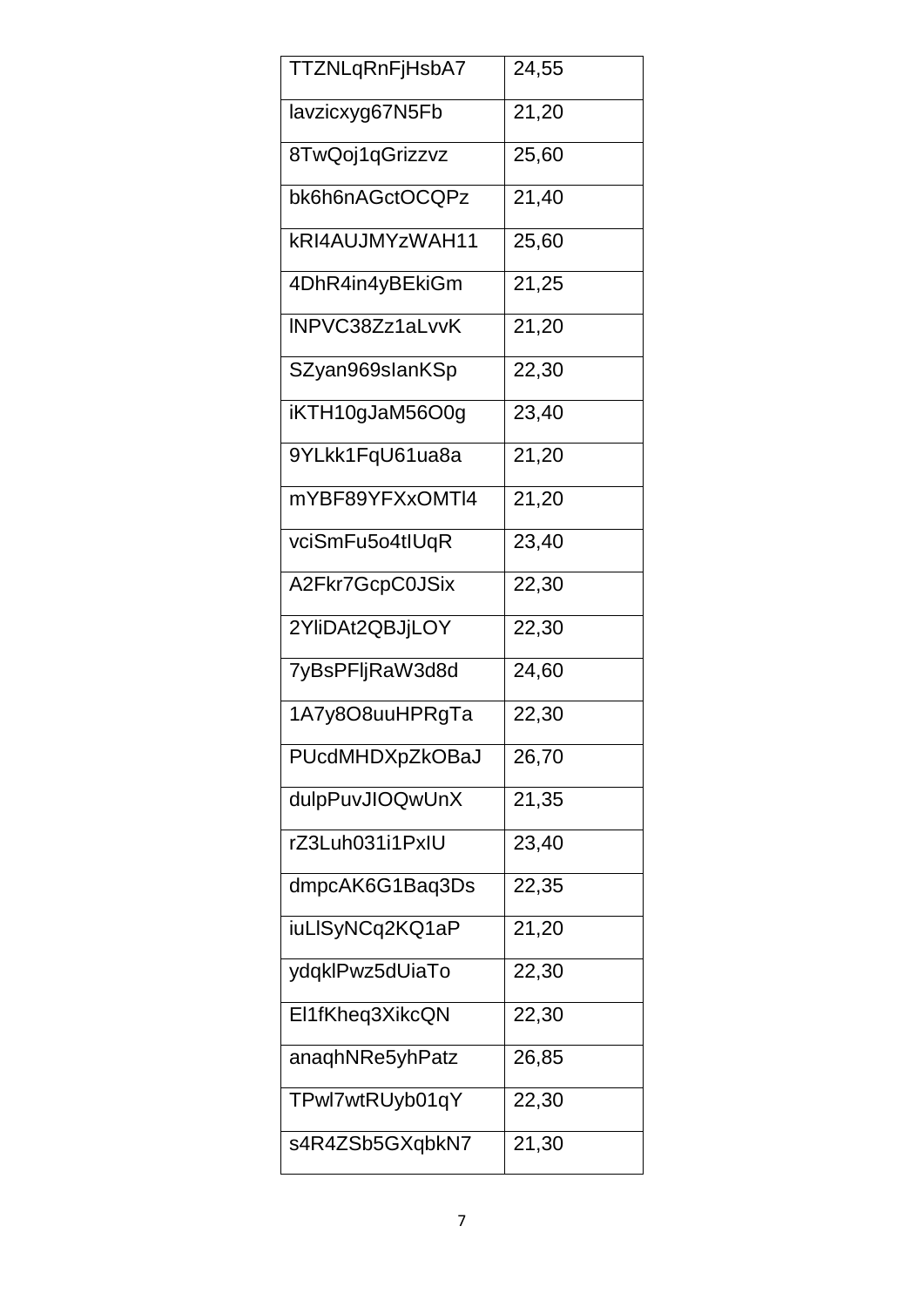| TTZNLqRnFjHsbA7 | 24,55 |
|---|---|
| lavzicxyg67N5Fb | 21,20 |
| 8TwQoj1qGrizzvz | 25,60 |
| bk6h6nAGctOCQPz | 21,40 |
| kRI4AUJMYzWAH11 | 25,60 |
| 4DhR4in4yBEkiGm | 21,25 |
| lNPVC38Zz1aLvvK | 21,20 |
| SZyan969sIanKSp | 22,30 |
| iKTH10gJaM56O0g | 23,40 |
| 9YLkk1FqU61ua8a | 21,20 |
| mYBF89YFXxOMTl4 | 21,20 |
| vciSmFu5o4tIUqR | 23,40 |
| A2Fkr7GcpC0JSix | 22,30 |
| 2YliDAt2QBJjLOY | 22,30 |
| 7yBsPFljRaW3d8d | 24,60 |
| 1A7y8O8uuHPRgTa | 22,30 |
| PUcdMHDXpZkOBaJ | 26,70 |
| dulpPuvJIOQwUnX | 21,35 |
| rZ3Luh031i1PxIU | 23,40 |
| dmpcAK6G1Baq3Ds | 22,35 |
| iuLlSyNCq2KQ1aP | 21,20 |
| ydqklPwz5dUiaTo | 22,30 |
| El1fKheq3XikcQN | 22,30 |
| anaqhNRe5yhPatz | 26,85 |
| TPwl7wtRUyb01qY | 22,30 |
| s4R4ZSb5GXqbkN7 | 21,30 |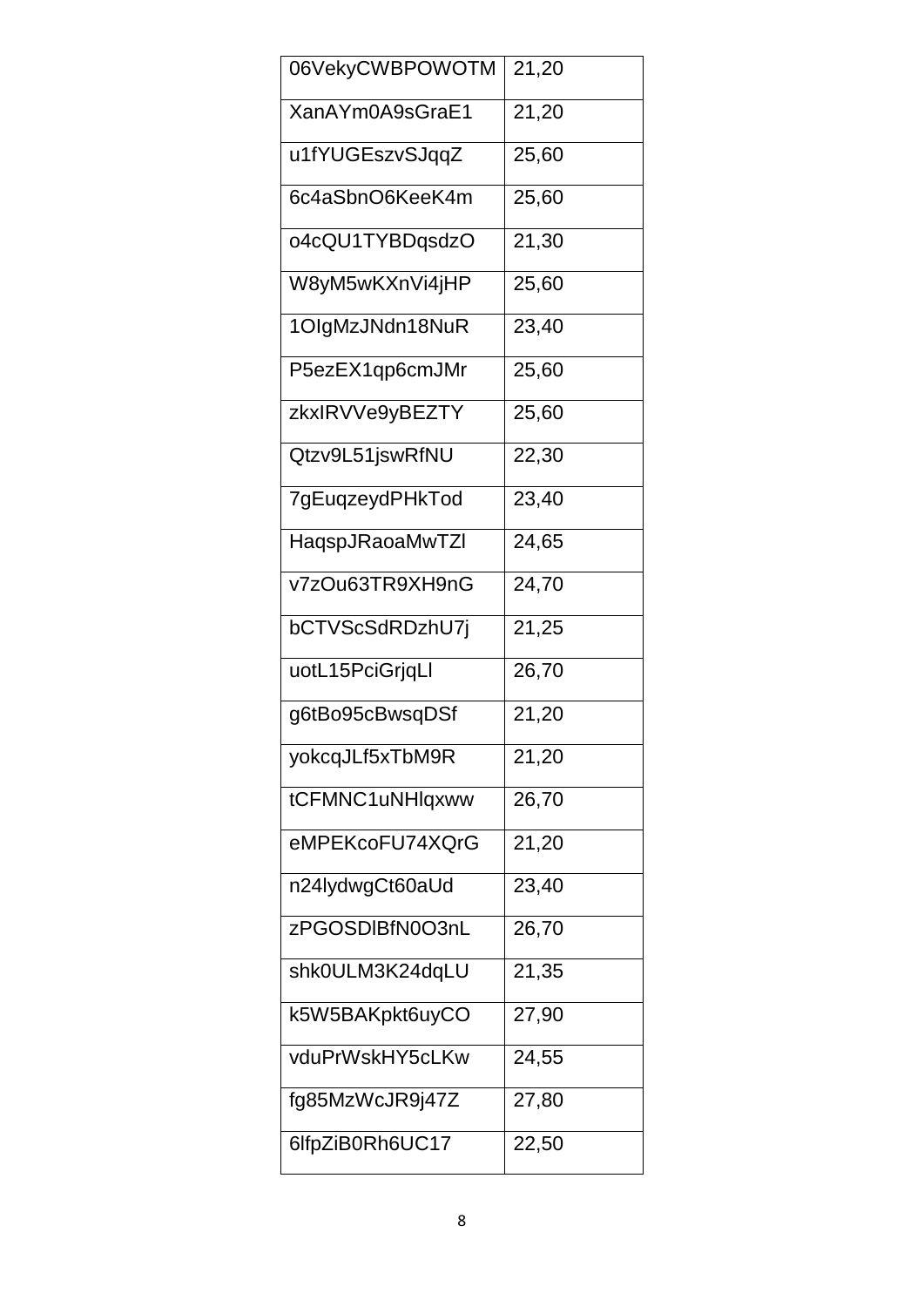| 06VekyCWBPOWOTM | 21,20 |
|---|---|
| XanAYm0A9sGraE1 | 21,20 |
| u1fYUGEszvSJqqZ | 25,60 |
| 6c4aSbnO6KeeK4m | 25,60 |
| o4cQU1TYBDqsdzO | 21,30 |
| W8yM5wKXnVi4jHP | 25,60 |
| 1OIgMzJNdn18NuR | 23,40 |
| P5ezEX1qp6cmJMr | 25,60 |
| zkxIRVVe9yBEZTY | 25,60 |
| Qtzv9L51jswRfNU | 22,30 |
| 7gEuqzeydPHkTod | 23,40 |
| HaqspJRaoaMwTZl | 24,65 |
| v7zOu63TR9XH9nG | 24,70 |
| bCTVScSdRDzhU7j | 21,25 |
| uotL15PciGrjqLl | 26,70 |
| g6tBo95cBwsqDSf | 21,20 |
| yokcqJLf5xTbM9R | 21,20 |
| tCFMNC1uNHlqxww | 26,70 |
| eMPEKcoFU74XQrG | 21,20 |
| n24lydwgCt60aUd | 23,40 |
| zPGOSDlBfN0O3nL | 26,70 |
| shk0ULM3K24dqLU | 21,35 |
| k5W5BAKpkt6uyCO | 27,90 |
| vduPrWskHY5cLKw | 24,55 |
| fg85MzWcJR9j47Z | 27,80 |
| 6lfpZiB0Rh6UC17 | 22,50 |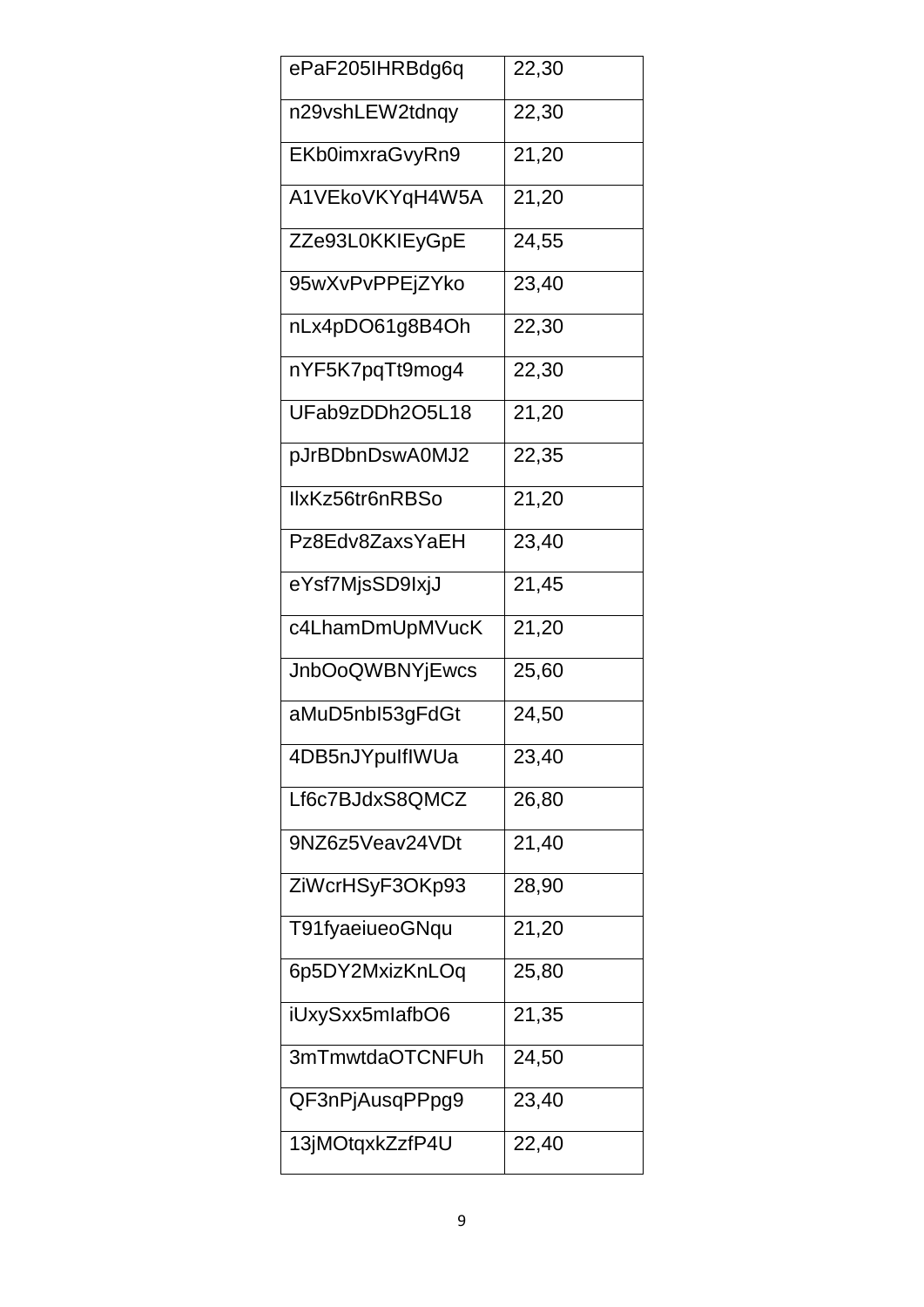| ePaF205IHRBdg6q | 22,30 |
|---|---|
| n29vshLEW2tdnqy | 22,30 |
| EKb0imxraGvyRn9 | 21,20 |
| A1VEkoVKYqH4W5A | 21,20 |
| ZZe93L0KKIEyGpE | 24,55 |
| 95wXvPvPPEjZYko | 23,40 |
| nLx4pDO61g8B4Oh | 22,30 |
| nYF5K7pqTt9mog4 | 22,30 |
| UFab9zDDh2O5L18 | 21,20 |
| pJrBDbnDswA0MJ2 | 22,35 |
| IlxKz56tr6nRBSo | 21,20 |
| Pz8Edv8ZaxsYaEH | 23,40 |
| eYsf7MjsSD9IxjJ | 21,45 |
| c4LhamDmUpMVucK | 21,20 |
| JnbOoQWBNYjEwcs | 25,60 |
| aMuD5nbI53gFdGt | 24,50 |
| 4DB5nJYpuIfIWUa | 23,40 |
| Lf6c7BJdxS8QMCZ | 26,80 |
| 9NZ6z5Veav24VDt | 21,40 |
| ZiWcrHSyF3OKp93 | 28,90 |
| T91fyaeiueoGNqu | 21,20 |
| 6p5DY2MxizKnLOq | 25,80 |
| iUxySxx5mIafbO6 | 21,35 |
| 3mTmwtdaOTCNFUh | 24,50 |
| QF3nPjAusqPPpg9 | 23,40 |
| 13jMOtqxkZzfP4U | 22,40 |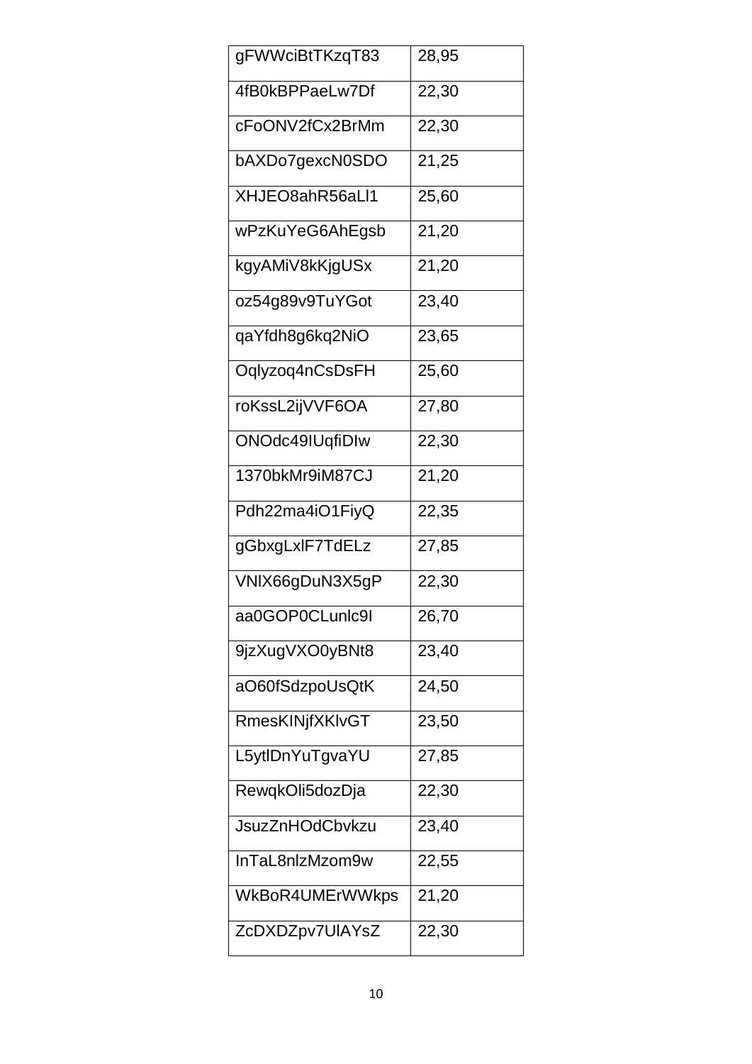| gFWWciBtTKzqT83 | 28,95 |
|---|---|
| 4fB0kBPPaeLw7Df | 22,30 |
| cFoONV2fCx2BrMm | 22,30 |
| bAXDo7gexcN0SDO | 21,25 |
| XHJEO8ahR56aLl1 | 25,60 |
| wPzKuYeG6AhEgsb | 21,20 |
| kgyAMiV8kKjgUSx | 21,20 |
| oz54g89v9TuYGot | 23,40 |
| qaYfdh8g6kq2NiO | 23,65 |
| Oqlyzoq4nCsDsFH | 25,60 |
| roKssL2ijVVF6OA | 27,80 |
| ONOdc49IUqfiDIw | 22,30 |
| 1370bkMr9iM87CJ | 21,20 |
| Pdh22ma4iO1FiyQ | 22,35 |
| gGbxgLxlF7TdELz | 27,85 |
| VNlX66gDuN3X5gP | 22,30 |
| aa0GOP0CLunlc9I | 26,70 |
| 9jzXugVXO0yBNt8 | 23,40 |
| aO60fSdzpoUsQtK | 24,50 |
| RmesKINjfXKlvGT | 23,50 |
| L5ytlDnYuTgvaYU | 27,85 |
| RewqkOli5dozDja | 22,30 |
| JsuzZnHOdCbvkzu | 23,40 |
| InTaL8nlzMzom9w | 22,55 |
| WkBoR4UMErWWkps | 21,20 |
| ZcDXDZpv7UlAYsZ | 22,30 |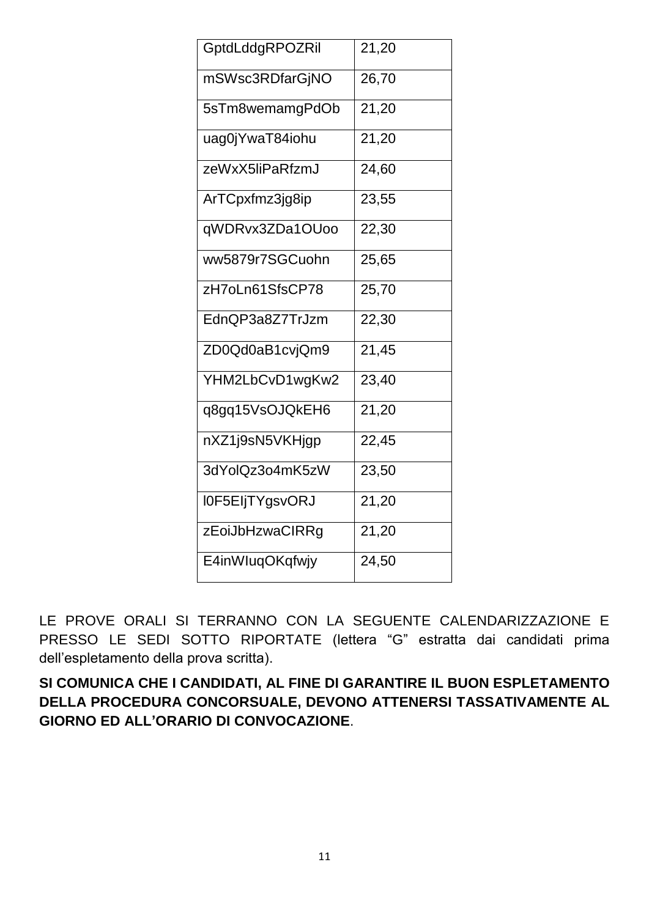| GptdLddgRPOZRil | 21,20 |
| --- | --- |
| mSWsc3RDfarGjNO | 26,70 |
| 5sTm8wemamgPdOb | 21,20 |
| uag0jYwaT84iohu | 21,20 |
| zeWxX5liPaRfzmJ | 24,60 |
| ArTCpxfmz3jg8ip | 23,55 |
| qWDRvx3ZDa1OUoo | 22,30 |
| ww5879r7SGCuohn | 25,65 |
| zH7oLn61SfsCP78 | 25,70 |
| EdnQP3a8Z7TrJzm | 22,30 |
| ZD0Qd0aB1cvjQm9 | 21,45 |
| YHM2LbCvD1wgKw2 | 23,40 |
| q8gq15VsOJQkEH6 | 21,20 |
| nXZ1j9sN5VKHjgp | 22,45 |
| 3dYolQz3o4mK5zW | 23,50 |
| l0F5EIjTYgsvORJ | 21,20 |
| zEoiJbHzwaCIRRg | 21,20 |
| E4inWIuqOKqfwjy | 24,50 |

LE PROVE ORALI SI TERRANNO CON LA SEGUENTE CALENDARIZZAZIONE E PRESSO LE SEDI SOTTO RIPORTATE (lettera "G" estratta dai candidati prima dell'espletamento della prova scritta).

**SI COMUNICA CHE I CANDIDATI, AL FINE DI GARANTIRE IL BUON ESPLETAMENTO DELLA PROCEDURA CONCORSUALE, DEVONO ATTENERSI TASSATIVAMENTE AL GIORNO ED ALL'ORARIO DI CONVOCAZIONE**.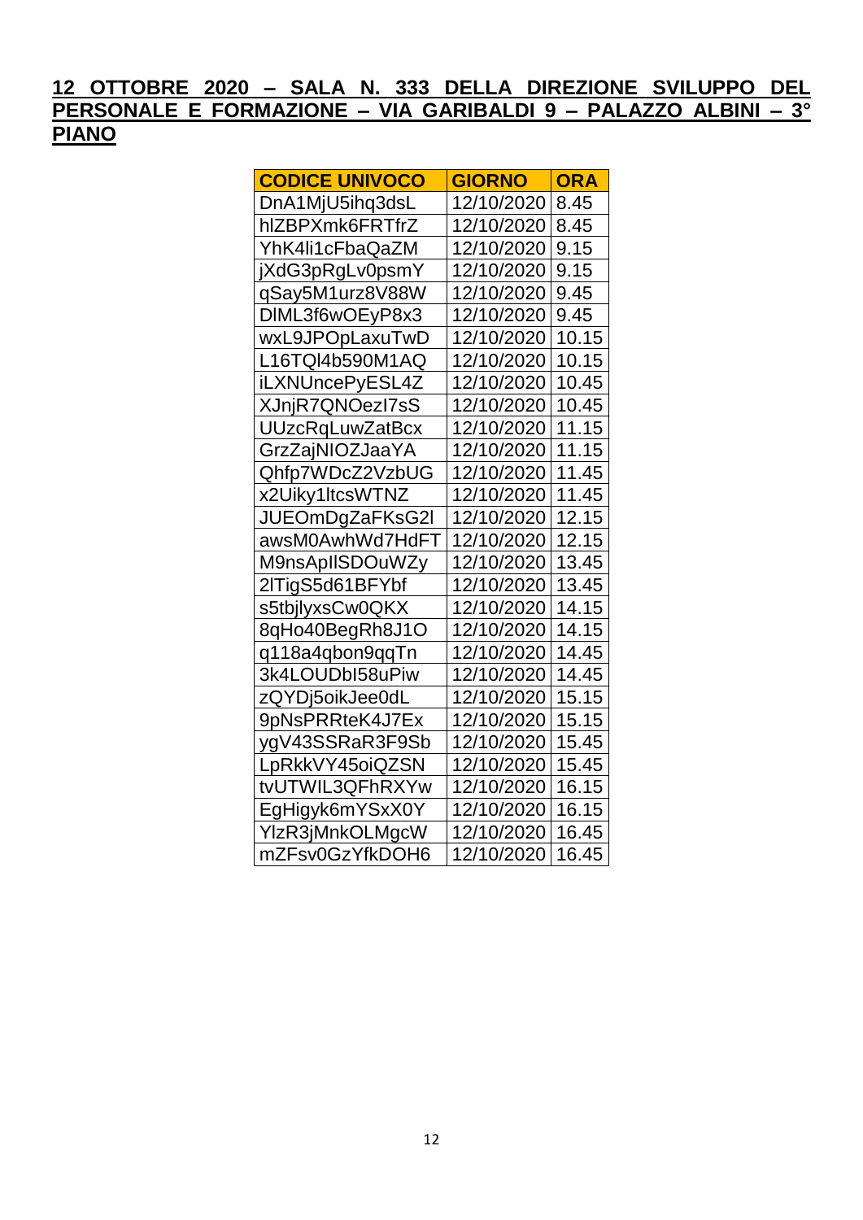**12 OTTOBRE 2020 – SALA N. 333 DELLA DIREZIONE SVILUPPO DEL PERSONALE E FORMAZIONE – VIA GARIBALDI 9 – PALAZZO ALBINI – 3° PIANO**

| CODICE UNIVOCO | GIORNO | ORA |
|---|---|---|
| DnA1MjU5ihq3dsL | 12/10/2020 | 8.45 |
| hlZBPXmk6FRTfrZ | 12/10/2020 | 8.45 |
| YhK4li1cFbaQaZM | 12/10/2020 | 9.15 |
| jXdG3pRgLv0psmY | 12/10/2020 | 9.15 |
| qSay5M1urz8V88W | 12/10/2020 | 9.45 |
| DlML3f6wOEyP8x3 | 12/10/2020 | 9.45 |
| wxL9JPOpLaxuTwD | 12/10/2020 | 10.15 |
| L16TQl4b590M1AQ | 12/10/2020 | 10.15 |
| iLXNUncePyESL4Z | 12/10/2020 | 10.45 |
| XJnjR7QNOezI7sS | 12/10/2020 | 10.45 |
| UUzcRqLuwZatBcx | 12/10/2020 | 11.15 |
| GrzZajNIOZJaaYA | 12/10/2020 | 11.15 |
| Qhfp7WDcZ2VzbUG | 12/10/2020 | 11.45 |
| x2Uiky1ltcsWTNZ | 12/10/2020 | 11.45 |
| JUEOmDgZaFKsG2l | 12/10/2020 | 12.15 |
| awsM0AwhWd7HdFT | 12/10/2020 | 12.15 |
| M9nsApIlSDOuWZy | 12/10/2020 | 13.45 |
| 2lTigS5d61BFYbf | 12/10/2020 | 13.45 |
| s5tbjlyxsCw0QKX | 12/10/2020 | 14.15 |
| 8qHo40BegRh8J1O | 12/10/2020 | 14.15 |
| q118a4qbon9qqTn | 12/10/2020 | 14.45 |
| 3k4LOUDbI58uPiw | 12/10/2020 | 14.45 |
| zQYDj5oikJee0dL | 12/10/2020 | 15.15 |
| 9pNsPRRteK4J7Ex | 12/10/2020 | 15.15 |
| ygV43SSRaR3F9Sb | 12/10/2020 | 15.45 |
| LpRkkVY45oiQZSN | 12/10/2020 | 15.45 |
| tvUTWIL3QFhRXYw | 12/10/2020 | 16.15 |
| EgHigyk6mYSxX0Y | 12/10/2020 | 16.15 |
| YlzR3jMnkOLMgcW | 12/10/2020 | 16.45 |
| mZFsv0GzYfkDOH6 | 12/10/2020 | 16.45 |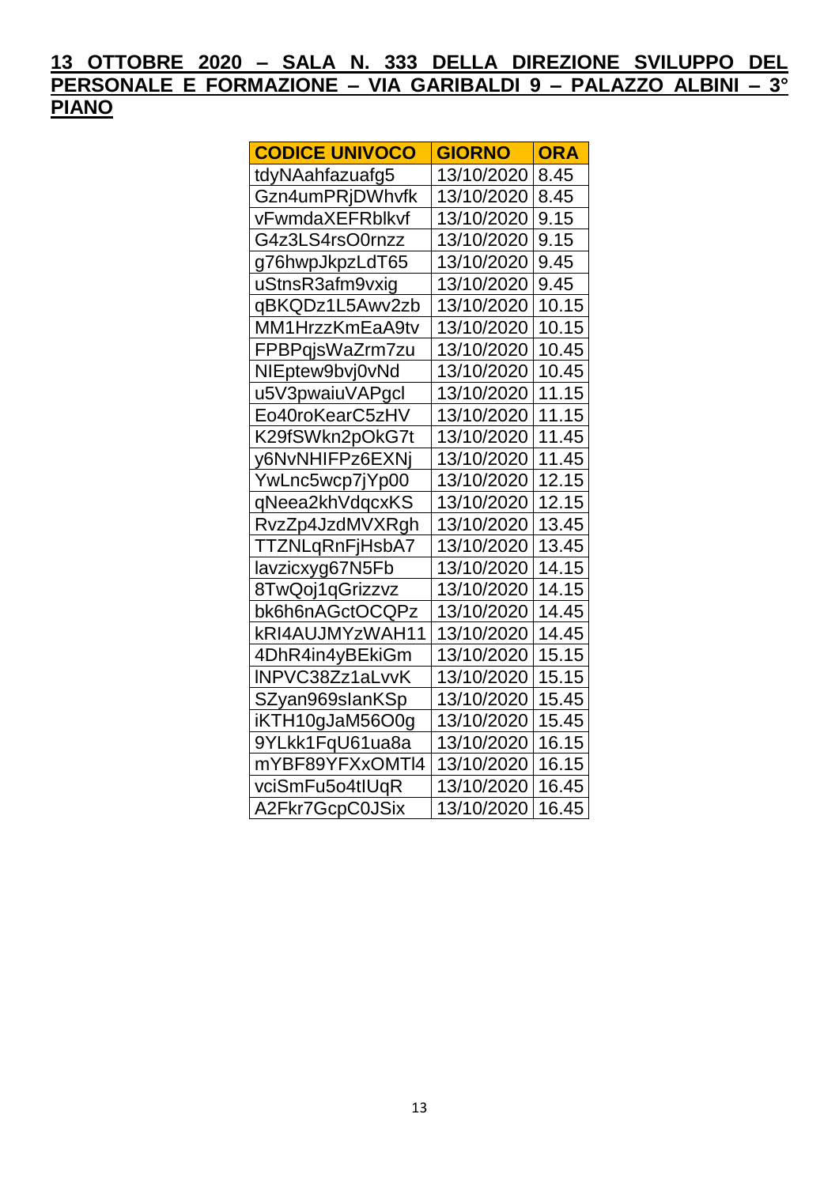**13 OTTOBRE 2020 – SALA N. 333 DELLA DIREZIONE SVILUPPO DEL PERSONALE E FORMAZIONE – VIA GARIBALDI 9 – PALAZZO ALBINI – 3° PIANO**

| CODICE UNIVOCO | GIORNO | ORA |
|---|---|---|
| tdyNAahfazuafg5 | 13/10/2020 | 8.45 |
| Gzn4umPRjDWhvfk | 13/10/2020 | 8.45 |
| vFwmdaXEFRblkvf | 13/10/2020 | 9.15 |
| G4z3LS4rsO0rnzz | 13/10/2020 | 9.15 |
| g76hwpJkpzLdT65 | 13/10/2020 | 9.45 |
| uStnsR3afm9vxig | 13/10/2020 | 9.45 |
| qBKQDz1L5Awv2zb | 13/10/2020 | 10.15 |
| MM1HrzzKmEaA9tv | 13/10/2020 | 10.15 |
| FPBPqjsWaZrm7zu | 13/10/2020 | 10.45 |
| NIEptew9bvj0vNd | 13/10/2020 | 10.45 |
| u5V3pwaiuVAPgcl | 13/10/2020 | 11.15 |
| Eo40roKearC5zHV | 13/10/2020 | 11.15 |
| K29fSWkn2pOkG7t | 13/10/2020 | 11.45 |
| y6NvNHIFPz6EXNj | 13/10/2020 | 11.45 |
| YwLnc5wcp7jYp00 | 13/10/2020 | 12.15 |
| qNeea2khVdqcxKS | 13/10/2020 | 12.15 |
| RvzZp4JzdMVXRgh | 13/10/2020 | 13.45 |
| TTZNLqRnFjHsbA7 | 13/10/2020 | 13.45 |
| lavzicxyg67N5Fb | 13/10/2020 | 14.15 |
| 8TwQoj1qGrizzvz | 13/10/2020 | 14.15 |
| bk6h6nAGctOCQPz | 13/10/2020 | 14.45 |
| kRI4AUJMYzWAH11 | 13/10/2020 | 14.45 |
| 4DhR4in4yBEkiGm | 13/10/2020 | 15.15 |
| INPVC38Zz1aLvvK | 13/10/2020 | 15.15 |
| SZyan969slanKSp | 13/10/2020 | 15.45 |
| iKTH10gJaM56O0g | 13/10/2020 | 15.45 |
| 9YLkk1FqU61ua8a | 13/10/2020 | 16.15 |
| mYBF89YFXxOMTI4 | 13/10/2020 | 16.15 |
| vciSmFu5o4tIUqR | 13/10/2020 | 16.45 |
| A2Fkr7GcpC0JSix | 13/10/2020 | 16.45 |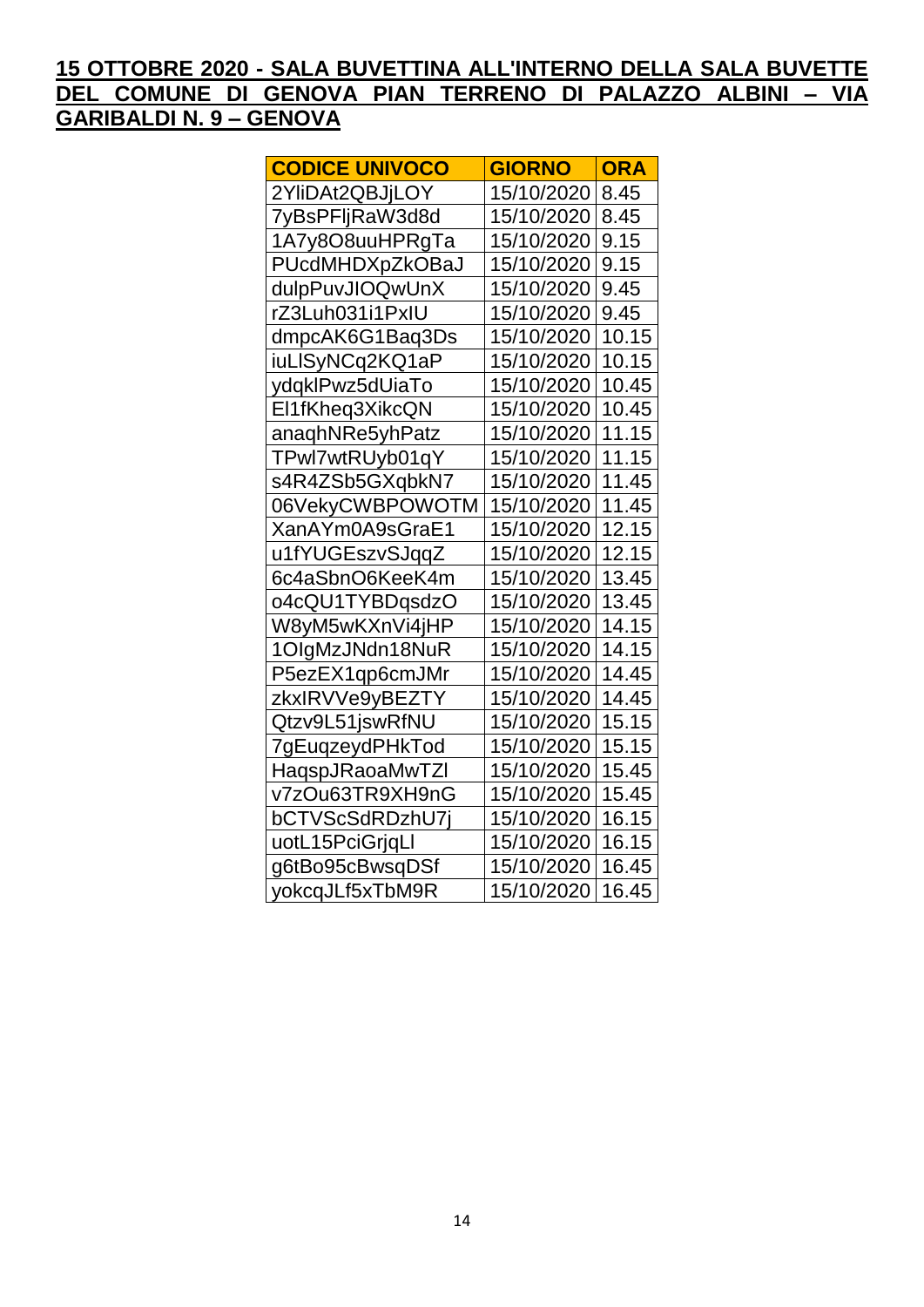**15 OTTOBRE 2020 - SALA BUVETTINA ALL'INTERNO DELLA SALA BUVETTE DEL COMUNE DI GENOVA PIAN TERRENO DI PALAZZO ALBINI – VIA GARIBALDI N. 9 – GENOVA**

| CODICE UNIVOCO | GIORNO | ORA |
|---|---|---|
| 2YliDAt2QBJjLOY | 15/10/2020 | 8.45 |
| 7yBsPFljRaW3d8d | 15/10/2020 | 8.45 |
| 1A7y8O8uuHPRgTa | 15/10/2020 | 9.15 |
| PUcdMHDXpZkOBaJ | 15/10/2020 | 9.15 |
| dulpPuvJIOQwUnX | 15/10/2020 | 9.45 |
| rZ3Luh031i1PxIU | 15/10/2020 | 9.45 |
| dmpcAK6G1Baq3Ds | 15/10/2020 | 10.15 |
| iuLlSyNCq2KQ1aP | 15/10/2020 | 10.15 |
| ydqklPwz5dUiaTo | 15/10/2020 | 10.45 |
| El1fKheq3XikcQN | 15/10/2020 | 10.45 |
| anaqhNRe5yhPatz | 15/10/2020 | 11.15 |
| TPwl7wtRUyb01qY | 15/10/2020 | 11.15 |
| s4R4ZSb5GXqbkN7 | 15/10/2020 | 11.45 |
| 06VekyCWBPOWOTM | 15/10/2020 | 11.45 |
| XanAYm0A9sGraE1 | 15/10/2020 | 12.15 |
| u1fYUGEszvSJqqZ | 15/10/2020 | 12.15 |
| 6c4aSbnO6KeeK4m | 15/10/2020 | 13.45 |
| o4cQU1TYBDqsdzO | 15/10/2020 | 13.45 |
| W8yM5wKXnVi4jHP | 15/10/2020 | 14.15 |
| 1OIgMzJNdn18NuR | 15/10/2020 | 14.15 |
| P5ezEX1qp6cmJMr | 15/10/2020 | 14.45 |
| zkxIRVVe9yBEZTY | 15/10/2020 | 14.45 |
| Qtzv9L51jswRfNU | 15/10/2020 | 15.15 |
| 7gEuqzeydPHkTod | 15/10/2020 | 15.15 |
| HaqspJRaoaMwTZl | 15/10/2020 | 15.45 |
| v7zOu63TR9XH9nG | 15/10/2020 | 15.45 |
| bCTVScSdRDzhU7j | 15/10/2020 | 16.15 |
| uotL15PciGrjqLl | 15/10/2020 | 16.15 |
| g6tBo95cBwsqDSf | 15/10/2020 | 16.45 |
| yokcqJLf5xTbM9R | 15/10/2020 | 16.45 |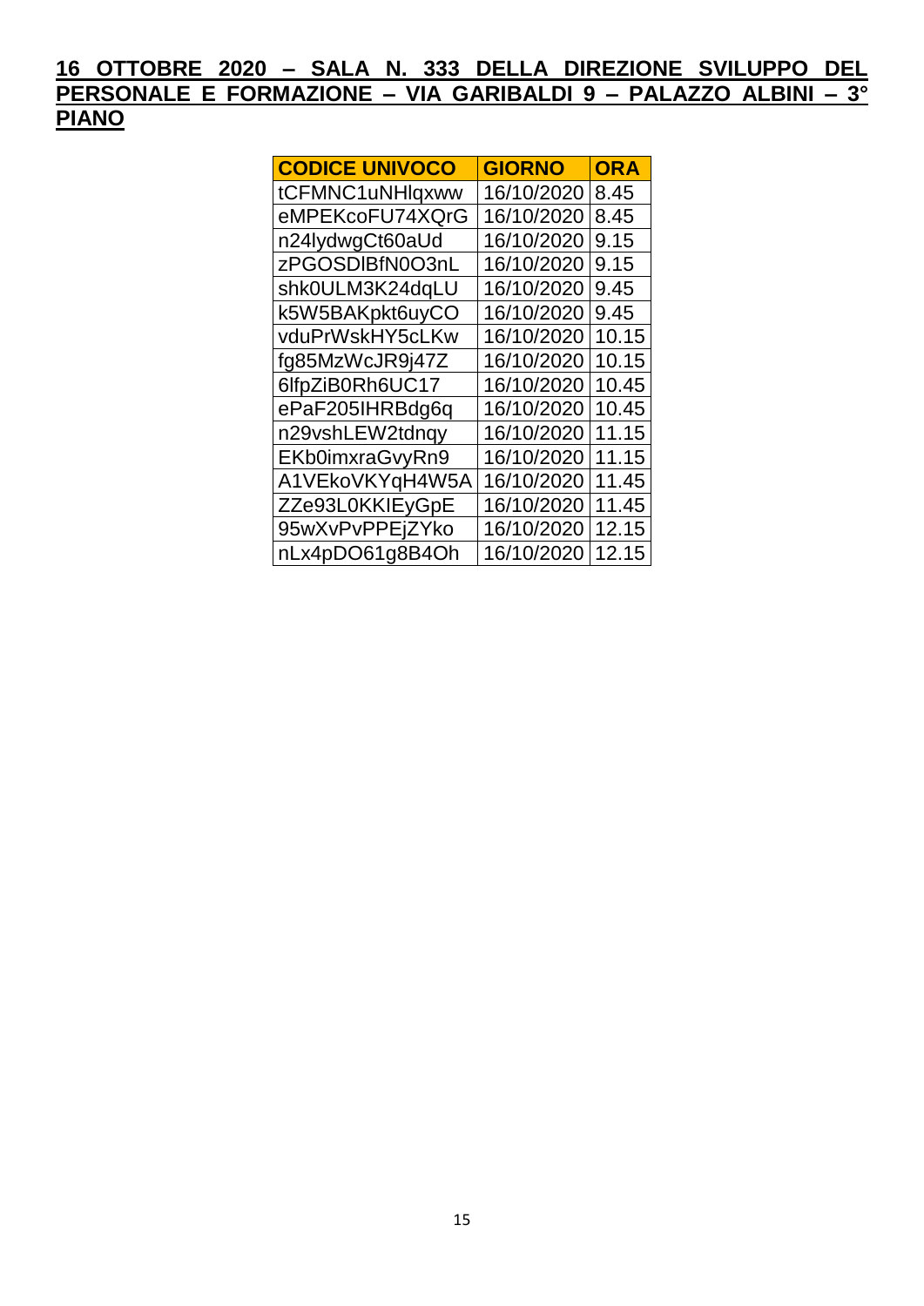**16 OTTOBRE 2020 – SALA N. 333 DELLA DIREZIONE SVILUPPO DEL PERSONALE E FORMAZIONE – VIA GARIBALDI 9 – PALAZZO ALBINI – 3° PIANO**

| CODICE UNIVOCO | GIORNO | ORA |
|---|---|---|
| tCFMNC1uNHlqxww | 16/10/2020 | 8.45 |
| eMPEKcoFU74XQrG | 16/10/2020 | 8.45 |
| n24lydwgCt60aUd | 16/10/2020 | 9.15 |
| zPGOSDlBfN0O3nL | 16/10/2020 | 9.15 |
| shk0ULM3K24dqLU | 16/10/2020 | 9.45 |
| k5W5BAKpkt6uyCO | 16/10/2020 | 9.45 |
| vduPrWskHY5cLKw | 16/10/2020 | 10.15 |
| fg85MzWcJR9j47Z | 16/10/2020 | 10.15 |
| 6lfpZiB0Rh6UC17 | 16/10/2020 | 10.45 |
| ePaF205IHRBdg6q | 16/10/2020 | 10.45 |
| n29vshLEW2tdnqy | 16/10/2020 | 11.15 |
| EKb0imxraGvyRn9 | 16/10/2020 | 11.15 |
| A1VEkoVKYqH4W5A | 16/10/2020 | 11.45 |
| ZZe93L0KKIEyGpE | 16/10/2020 | 11.45 |
| 95wXvPvPPEjZYko | 16/10/2020 | 12.15 |
| nLx4pDO61g8B4Oh | 16/10/2020 | 12.15 |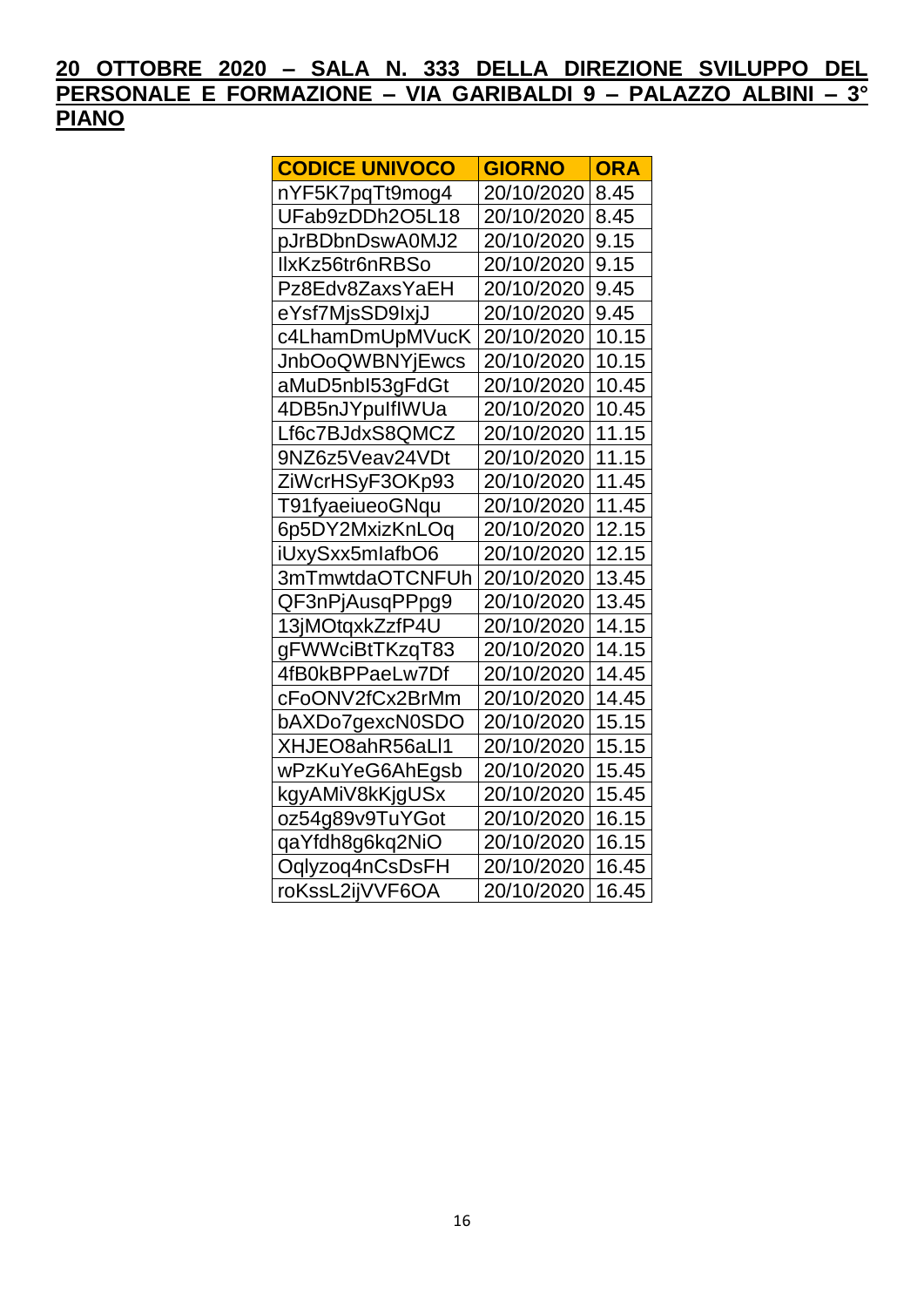**20 OTTOBRE 2020 – SALA N. 333 DELLA DIREZIONE SVILUPPO DEL PERSONALE E FORMAZIONE – VIA GARIBALDI 9 – PALAZZO ALBINI – 3° PIANO**

| CODICE UNIVOCO | GIORNO | ORA |
|---|---|---|
| nYF5K7pqTt9mog4 | 20/10/2020 | 8.45 |
| UFab9zDDh2O5L18 | 20/10/2020 | 8.45 |
| pJrBDbnDswA0MJ2 | 20/10/2020 | 9.15 |
| IlxKz56tr6nRBSo | 20/10/2020 | 9.15 |
| Pz8Edv8ZaxsYaEH | 20/10/2020 | 9.45 |
| eYsf7MjsSD9IxjJ | 20/10/2020 | 9.45 |
| c4LhamDmUpMVucK | 20/10/2020 | 10.15 |
| JnbOoQWBNYjEwcs | 20/10/2020 | 10.15 |
| aMuD5nbI53gFdGt | 20/10/2020 | 10.45 |
| 4DB5nJYpulfIWUa | 20/10/2020 | 10.45 |
| Lf6c7BJdxS8QMCZ | 20/10/2020 | 11.15 |
| 9NZ6z5Veav24VDt | 20/10/2020 | 11.15 |
| ZiWcrHSyF3OKp93 | 20/10/2020 | 11.45 |
| T91fyaeiueoGNqu | 20/10/2020 | 11.45 |
| 6p5DY2MxizKnLOq | 20/10/2020 | 12.15 |
| iUxySxx5mIafbO6 | 20/10/2020 | 12.15 |
| 3mTmwtdaOTCNFUh | 20/10/2020 | 13.45 |
| QF3nPjAusqPPpg9 | 20/10/2020 | 13.45 |
| 13jMOtqxkZzfP4U | 20/10/2020 | 14.15 |
| gFWWciBtTKzqT83 | 20/10/2020 | 14.15 |
| 4fB0kBPPaeLw7Df | 20/10/2020 | 14.45 |
| cFoONV2fCx2BrMm | 20/10/2020 | 14.45 |
| bAXDo7gexcN0SDO | 20/10/2020 | 15.15 |
| XHJEO8ahR56aLl1 | 20/10/2020 | 15.15 |
| wPzKuYeG6AhEgsb | 20/10/2020 | 15.45 |
| kgyAMiV8kKjgUSx | 20/10/2020 | 15.45 |
| oz54g89v9TuYGot | 20/10/2020 | 16.15 |
| qaYfdh8g6kq2NiO | 20/10/2020 | 16.15 |
| Oqlyzoq4nCsDsFH | 20/10/2020 | 16.45 |
| roKssL2ijVVF6OA | 20/10/2020 | 16.45 |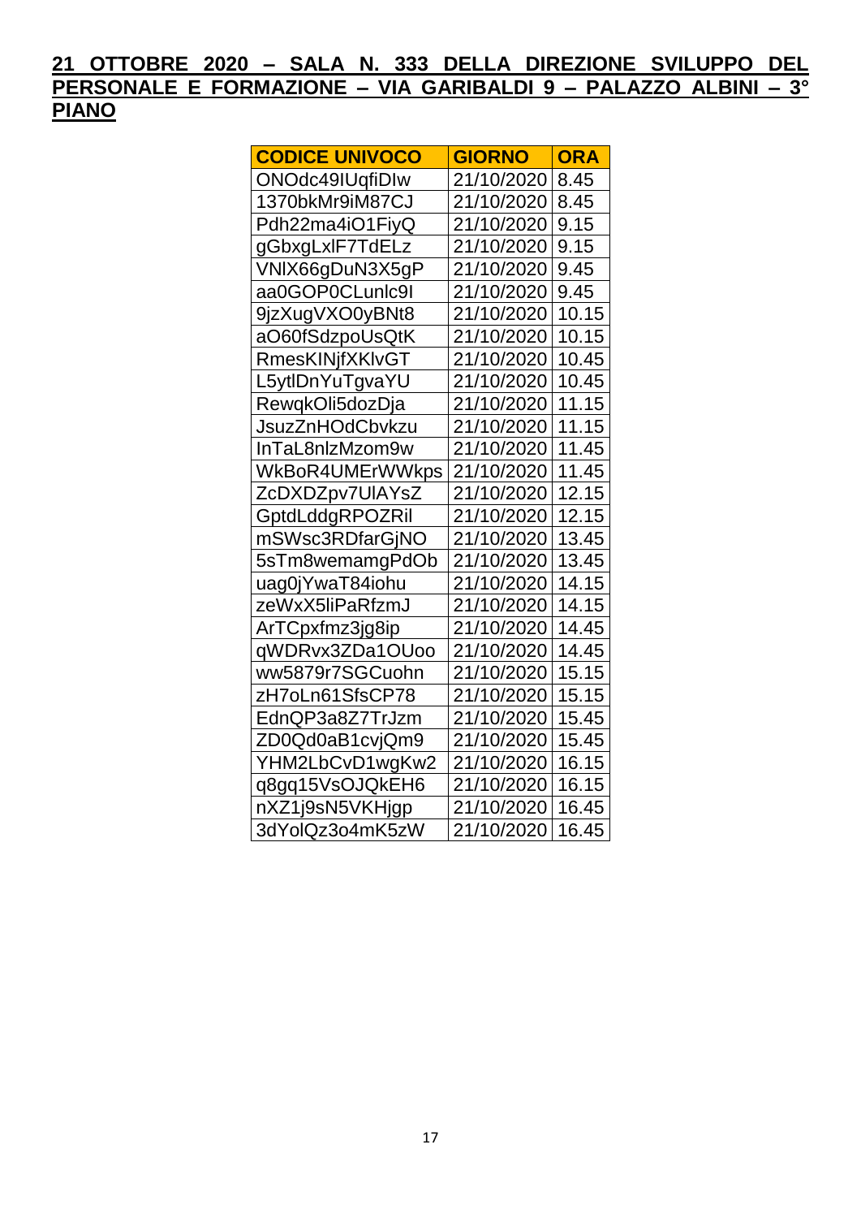**21 OTTOBRE 2020 – SALA N. 333 DELLA DIREZIONE SVILUPPO DEL PERSONALE E FORMAZIONE – VIA GARIBALDI 9 – PALAZZO ALBINI – 3° PIANO**

| CODICE UNIVOCO | GIORNO | ORA |
|---|---|---|
| ONOdc49IUqfiDIw | 21/10/2020 | 8.45 |
| 1370bkMr9iM87CJ | 21/10/2020 | 8.45 |
| Pdh22ma4iO1FiyQ | 21/10/2020 | 9.15 |
| gGbxgLxlF7TdELz | 21/10/2020 | 9.15 |
| VNlX66gDuN3X5gP | 21/10/2020 | 9.45 |
| aa0GOP0CLunlc9I | 21/10/2020 | 9.45 |
| 9jzXugVXO0yBNt8 | 21/10/2020 | 10.15 |
| aO60fSdzpoUsQtK | 21/10/2020 | 10.15 |
| RmesKINjfXKlvGT | 21/10/2020 | 10.45 |
| L5ytlDnYuTgvaYU | 21/10/2020 | 10.45 |
| RewqkOli5dozDja | 21/10/2020 | 11.15 |
| JsuzZnHOdCbvkzu | 21/10/2020 | 11.15 |
| InTaL8nlzMzom9w | 21/10/2020 | 11.45 |
| WkBoR4UMErWWkps | 21/10/2020 | 11.45 |
| ZcDXDZpv7UlAYsZ | 21/10/2020 | 12.15 |
| GptdLddgRPOZRil | 21/10/2020 | 12.15 |
| mSWsc3RDfarGjNO | 21/10/2020 | 13.45 |
| 5sTm8wemamgPdOb | 21/10/2020 | 13.45 |
| uag0jYwaT84iohu | 21/10/2020 | 14.15 |
| zeWxX5liPaRfzmJ | 21/10/2020 | 14.15 |
| ArTCpxfmz3jg8ip | 21/10/2020 | 14.45 |
| qWDRvx3ZDa1OUoo | 21/10/2020 | 14.45 |
| ww5879r7SGCuohn | 21/10/2020 | 15.15 |
| zH7oLn61SfsCP78 | 21/10/2020 | 15.15 |
| EdnQP3a8Z7TrJzm | 21/10/2020 | 15.45 |
| ZD0Qd0aB1cvjQm9 | 21/10/2020 | 15.45 |
| YHM2LbCvD1wgKw2 | 21/10/2020 | 16.15 |
| q8gq15VsOJQkEH6 | 21/10/2020 | 16.15 |
| nXZ1j9sN5VKHjgp | 21/10/2020 | 16.45 |
| 3dYolQz3o4mK5zW | 21/10/2020 | 16.45 |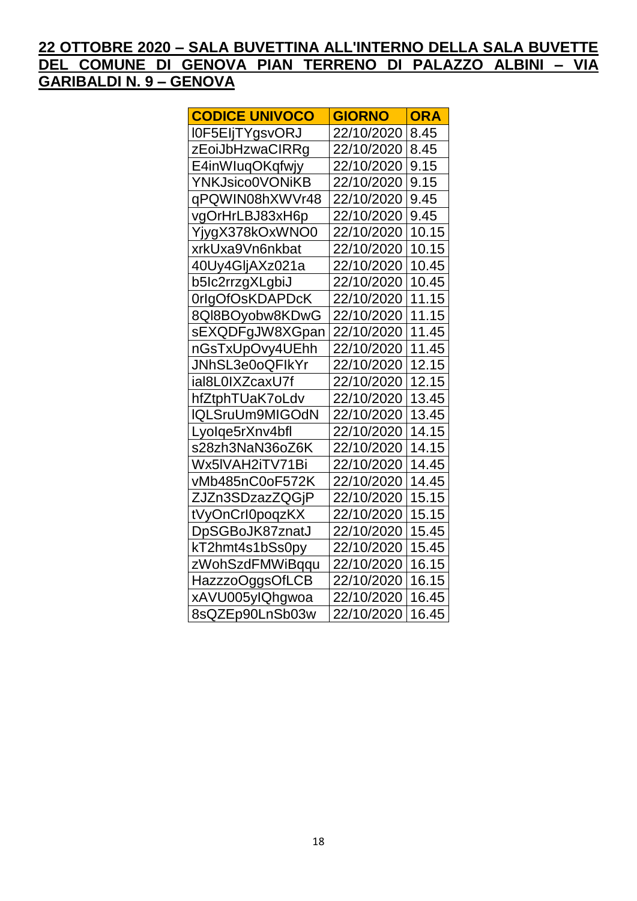**22 OTTOBRE 2020 – SALA BUVETTINA ALL'INTERNO DELLA SALA BUVETTE DEL COMUNE DI GENOVA PIAN TERRENO DI PALAZZO ALBINI – VIA GARIBALDI N. 9 – GENOVA**

| CODICE UNIVOCO | GIORNO | ORA |
|---|---|---|
| l0F5EljTYgsvORJ | 22/10/2020 | 8.45 |
| zEoiJbHzwaCIRRg | 22/10/2020 | 8.45 |
| E4inWIuqOKqfwjy | 22/10/2020 | 9.15 |
| YNKJsico0VONiKB | 22/10/2020 | 9.15 |
| qPQWIN08hXWVr48 | 22/10/2020 | 9.45 |
| vgOrHrLBJ83xH6p | 22/10/2020 | 9.45 |
| YjygX378kOxWNO0 | 22/10/2020 | 10.15 |
| xrkUxa9Vn6nkbat | 22/10/2020 | 10.15 |
| 40Uy4GljAXz021a | 22/10/2020 | 10.45 |
| b5Ic2rrzgXLgbiJ | 22/10/2020 | 10.45 |
| 0rIgOfOsKDAPDcK | 22/10/2020 | 11.15 |
| 8Ql8BOyobw8KDwG | 22/10/2020 | 11.15 |
| sEXQDFgJW8XGpan | 22/10/2020 | 11.45 |
| nGsTxUpOvy4UEhh | 22/10/2020 | 11.45 |
| JNhSL3e0oQFIkYr | 22/10/2020 | 12.15 |
| ial8L0IXZcaxU7f | 22/10/2020 | 12.15 |
| hfZtphTUaK7oLdv | 22/10/2020 | 13.45 |
| lQLSruUm9MIGOdN | 22/10/2020 | 13.45 |
| Lyolqe5rXnv4bfl | 22/10/2020 | 14.15 |
| s28zh3NaN36oZ6K | 22/10/2020 | 14.15 |
| Wx5lVAH2iTV71Bi | 22/10/2020 | 14.45 |
| vMb485nC0oF572K | 22/10/2020 | 14.45 |
| ZJZn3SDzazZQGjP | 22/10/2020 | 15.15 |
| tVyOnCrl0poqzKX | 22/10/2020 | 15.15 |
| DpSGBoJK87znatJ | 22/10/2020 | 15.45 |
| kT2hmt4s1bSs0py | 22/10/2020 | 15.45 |
| zWohSzdFMWiBqqu | 22/10/2020 | 16.15 |
| HazzzoOggsOfLCB | 22/10/2020 | 16.15 |
| xAVU005ylQhgwoa | 22/10/2020 | 16.45 |
| 8sQZEp90LnSb03w | 22/10/2020 | 16.45 |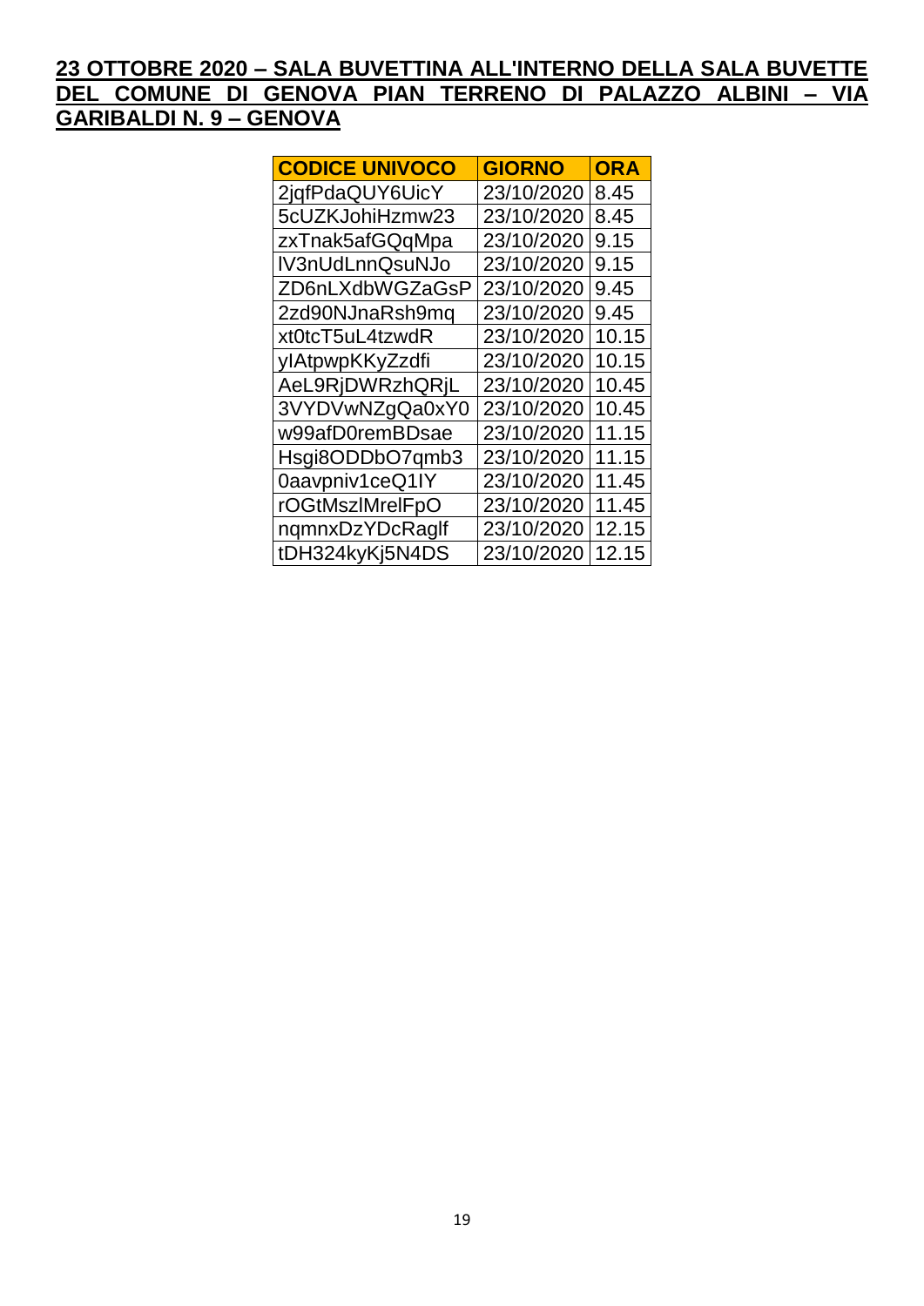**23 OTTOBRE 2020 – SALA BUVETTINA ALL'INTERNO DELLA SALA BUVETTE DEL COMUNE DI GENOVA PIAN TERRENO DI PALAZZO ALBINI – VIA GARIBALDI N. 9 – GENOVA**

| CODICE UNIVOCO | GIORNO | ORA |
|---|---|---|
| 2jqfPdaQUY6UicY | 23/10/2020 | 8.45 |
| 5cUZKJohiHzmw23 | 23/10/2020 | 8.45 |
| zxTnak5afGQqMpa | 23/10/2020 | 9.15 |
| lV3nUdLnnQsuNJo | 23/10/2020 | 9.15 |
| ZD6nLXdbWGZaGsP | 23/10/2020 | 9.45 |
| 2zd90NJnaRsh9mq | 23/10/2020 | 9.45 |
| xt0tcT5uL4tzwdR | 23/10/2020 | 10.15 |
| ylAtpwpKKyZzdfi | 23/10/2020 | 10.15 |
| AeL9RjDWRzhQRjL | 23/10/2020 | 10.45 |
| 3VYDVwNZgQa0xY0 | 23/10/2020 | 10.45 |
| w99afD0remBDsae | 23/10/2020 | 11.15 |
| Hsgi8ODDbO7qmb3 | 23/10/2020 | 11.15 |
| 0aavpniv1ceQ1IY | 23/10/2020 | 11.45 |
| rOGtMszlMrelFpO | 23/10/2020 | 11.45 |
| nqmnxDzYDcRaglf | 23/10/2020 | 12.15 |
| tDH324kyKj5N4DS | 23/10/2020 | 12.15 |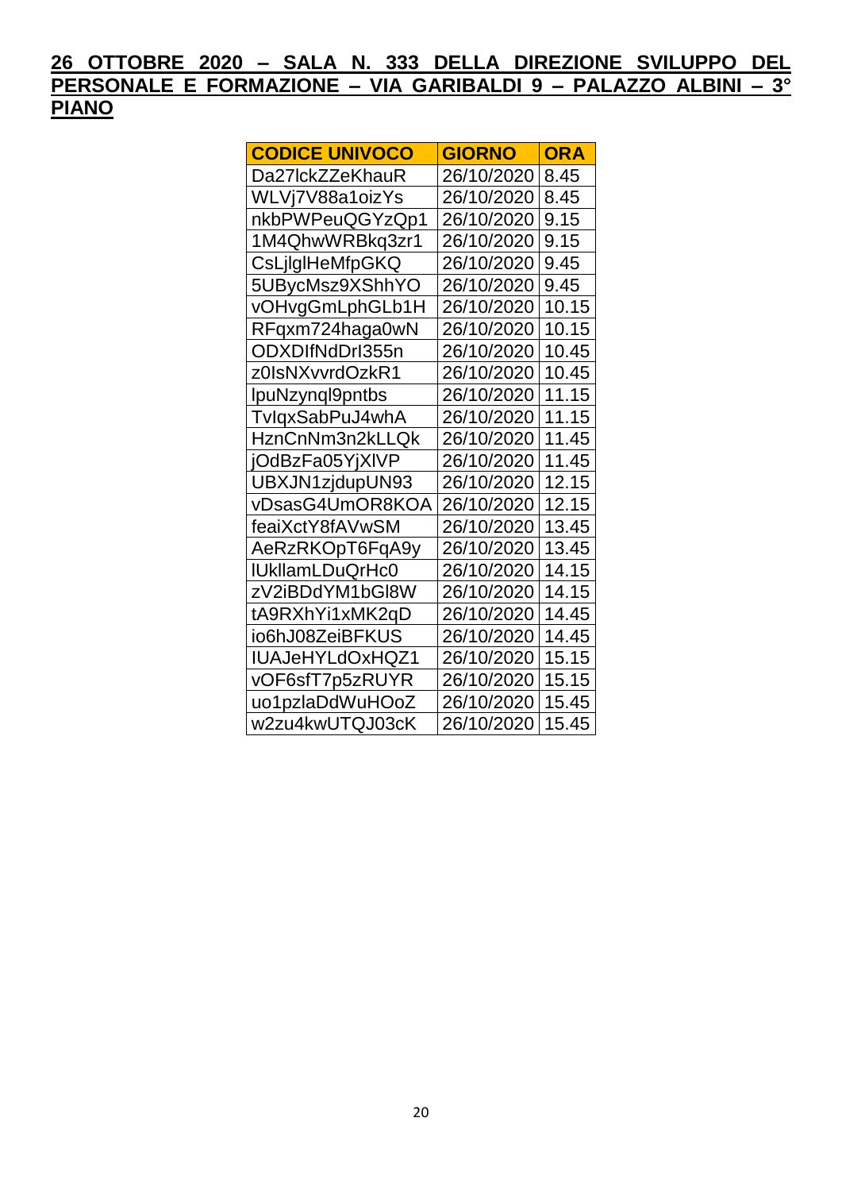**26 OTTOBRE 2020 – SALA N. 333 DELLA DIREZIONE SVILUPPO DEL PERSONALE E FORMAZIONE – VIA GARIBALDI 9 – PALAZZO ALBINI – 3° PIANO**

| CODICE UNIVOCO | GIORNO | ORA |
|---|---|---|
| Da27lckZZeKhauR | 26/10/2020 | 8.45 |
| WLVj7V88a1oizYs | 26/10/2020 | 8.45 |
| nkbPWPeuQGYzQp1 | 26/10/2020 | 9.15 |
| 1M4QhwWRBkq3zr1 | 26/10/2020 | 9.15 |
| CsLjlglHeMfpGKQ | 26/10/2020 | 9.45 |
| 5UBycMsz9XShhYO | 26/10/2020 | 9.45 |
| vOHvgGmLphGLb1H | 26/10/2020 | 10.15 |
| RFqxm724haga0wN | 26/10/2020 | 10.15 |
| ODXDIfNdDrI355n | 26/10/2020 | 10.45 |
| z0IsNXvvrdOzkR1 | 26/10/2020 | 10.45 |
| lpuNzynql9pntbs | 26/10/2020 | 11.15 |
| TvlqxSabPuJ4whA | 26/10/2020 | 11.15 |
| HznCnNm3n2kLLQk | 26/10/2020 | 11.45 |
| jOdBzFa05YjXlVP | 26/10/2020 | 11.45 |
| UBXJN1zjdupUN93 | 26/10/2020 | 12.15 |
| vDsasG4UmOR8KOA | 26/10/2020 | 12.15 |
| feaiXctY8fAVwSM | 26/10/2020 | 13.45 |
| AeRzRKOpT6FqA9y | 26/10/2020 | 13.45 |
| lUkllamLDuQrHc0 | 26/10/2020 | 14.15 |
| zV2iBDdYM1bGl8W | 26/10/2020 | 14.15 |
| tA9RXhYi1xMK2qD | 26/10/2020 | 14.45 |
| io6hJ08ZeiBFKUS | 26/10/2020 | 14.45 |
| IUAJeHYLdOxHQZ1 | 26/10/2020 | 15.15 |
| vOF6sfT7p5zRUYR | 26/10/2020 | 15.15 |
| uo1pzlaDdWuHOoZ | 26/10/2020 | 15.45 |
| w2zu4kwUTQJ03cK | 26/10/2020 | 15.45 |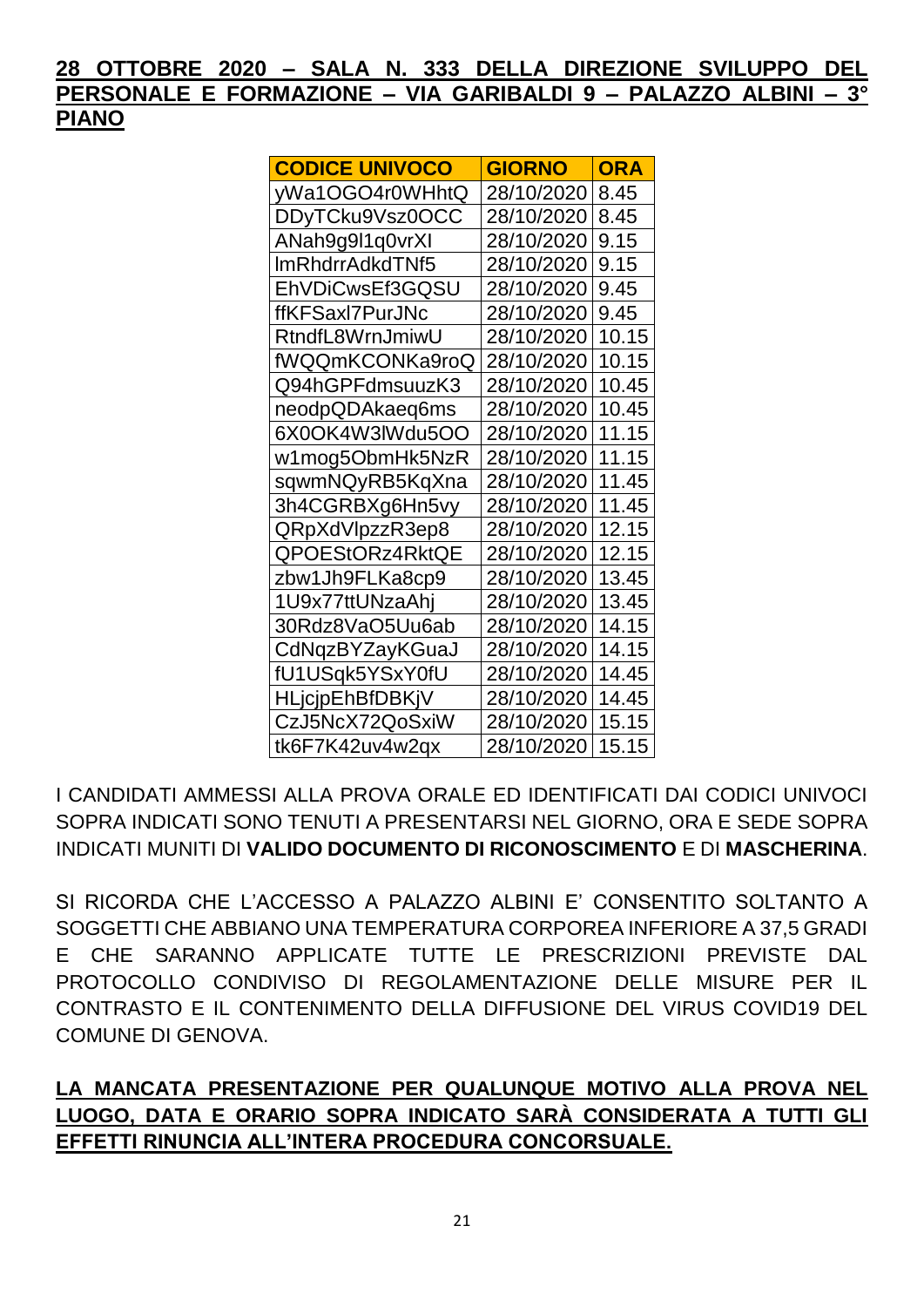**<u>28 OTTOBRE 2020 – SALA N. 333 DELLA DIREZIONE SVILUPPO DEL PERSONALE E FORMAZIONE – VIA GARIBALDI 9 – PALAZZO ALBINI – 3° PIANO</u>**

| CODICE UNIVOCO | GIORNO | ORA |
|---|---|---|
| yWa1OGO4r0WHhtQ | 28/10/2020 | 8.45 |
| DDyTCku9Vsz0OCC | 28/10/2020 | 8.45 |
| ANah9g9l1q0vrXI | 28/10/2020 | 9.15 |
| lmRhdrrAdkdTNf5 | 28/10/2020 | 9.15 |
| EhVDiCwsEf3GQSU | 28/10/2020 | 9.45 |
| ffKFSaxl7PurJNc | 28/10/2020 | 9.45 |
| RtndfL8WrnJmiwU | 28/10/2020 | 10.15 |
| fWQQmKCONKa9roQ | 28/10/2020 | 10.15 |
| Q94hGPFdmsuuzK3 | 28/10/2020 | 10.45 |
| neodpQDAkaeq6ms | 28/10/2020 | 10.45 |
| 6X0OK4W3lWdu5OO | 28/10/2020 | 11.15 |
| w1mog5ObmHk5NzR | 28/10/2020 | 11.15 |
| sqwmNQyRB5KqXna | 28/10/2020 | 11.45 |
| 3h4CGRBXg6Hn5vy | 28/10/2020 | 11.45 |
| QRpXdVlpzzR3ep8 | 28/10/2020 | 12.15 |
| QPOEStORz4RktQE | 28/10/2020 | 12.15 |
| zbw1Jh9FLKa8cp9 | 28/10/2020 | 13.45 |
| 1U9x77ttUNzaAhj | 28/10/2020 | 13.45 |
| 30Rdz8VaO5Uu6ab | 28/10/2020 | 14.15 |
| CdNqzBYZayKGuaJ | 28/10/2020 | 14.15 |
| fU1USqk5YSxY0fU | 28/10/2020 | 14.45 |
| HLjcjpEhBfDBKjV | 28/10/2020 | 14.45 |
| CzJ5NcX72QoSxiW | 28/10/2020 | 15.15 |
| tk6F7K42uv4w2qx | 28/10/2020 | 15.15 |

I CANDIDATI AMMESSI ALLA PROVA ORALE ED IDENTIFICATI DAI CODICI UNIVOCI SOPRA INDICATI SONO TENUTI A PRESENTARSI NEL GIORNO, ORA E SEDE SOPRA INDICATI MUNITI DI **VALIDO DOCUMENTO DI RICONOSCIMENTO** E DI **MASCHERINA**.

SI RICORDA CHE L'ACCESSO A PALAZZO ALBINI E' CONSENTITO SOLTANTO A SOGGETTI CHE ABBIANO UNA TEMPERATURA CORPOREA INFERIORE A 37,5 GRADI E CHE SARANNO APPLICATE TUTTE LE PRESCRIZIONI PREVISTE DAL PROTOCOLLO CONDIVISO DI REGOLAMENTAZIONE DELLE MISURE PER IL CONTRASTO E IL CONTENIMENTO DELLA DIFFUSIONE DEL VIRUS COVID19 DEL COMUNE DI GENOVA.

**<u>LA MANCATA PRESENTAZIONE PER QUALUNQUE MOTIVO ALLA PROVA NEL LUOGO, DATA E ORARIO SOPRA INDICATO SARÀ CONSIDERATA A TUTTI GLI EFFETTI RINUNCIA ALL'INTERA PROCEDURA CONCORSUALE.</u>**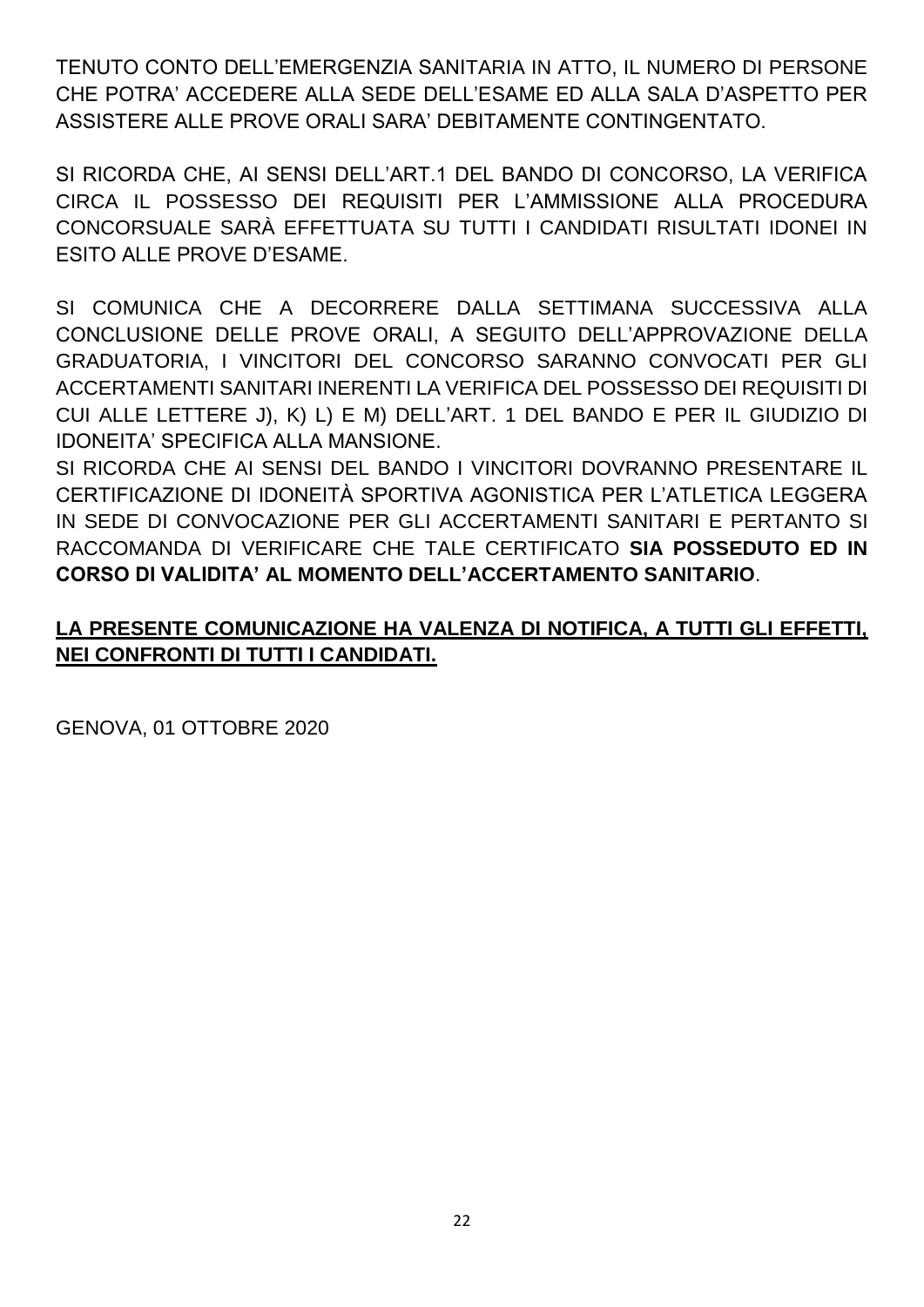TENUTO CONTO DELL'EMERGENZIA SANITARIA IN ATTO, IL NUMERO DI PERSONE CHE POTRA' ACCEDERE ALLA SEDE DELL'ESAME ED ALLA SALA D'ASPETTO PER ASSISTERE ALLE PROVE ORALI SARA' DEBITAMENTE CONTINGENTATO.

SI RICORDA CHE, AI SENSI DELL'ART.1 DEL BANDO DI CONCORSO, LA VERIFICA CIRCA IL POSSESSO DEI REQUISITI PER L'AMMISSIONE ALLA PROCEDURA CONCORSUALE SARÀ EFFETTUATA SU TUTTI I CANDIDATI RISULTATI IDONEI IN ESITO ALLE PROVE D'ESAME.

SI COMUNICA CHE A DECORRERE DALLA SETTIMANA SUCCESSIVA ALLA CONCLUSIONE DELLE PROVE ORALI, A SEGUITO DELL'APPROVAZIONE DELLA GRADUATORIA, I VINCITORI DEL CONCORSO SARANNO CONVOCATI PER GLI ACCERTAMENTI SANITARI INERENTI LA VERIFICA DEL POSSESSO DEI REQUISITI DI CUI ALLE LETTERE J), K) L) E M) DELL'ART. 1 DEL BANDO E PER IL GIUDIZIO DI IDONEITA' SPECIFICA ALLA MANSIONE.
SI RICORDA CHE AI SENSI DEL BANDO I VINCITORI DOVRANNO PRESENTARE IL CERTIFICAZIONE DI IDONEITÀ SPORTIVA AGONISTICA PER L'ATLETICA LEGGERA IN SEDE DI CONVOCAZIONE PER GLI ACCERTAMENTI SANITARI E PERTANTO SI RACCOMANDA DI VERIFICARE CHE TALE CERTIFICATO **SIA POSSEDUTO ED IN CORSO DI VALIDITA' AL MOMENTO DELL'ACCERTAMENTO SANITARIO**.

**<u>LA PRESENTE COMUNICAZIONE HA VALENZA DI NOTIFICA, A TUTTI GLI EFFETTI, NEI CONFRONTI DI TUTTI I CANDIDATI.</u>**

GENOVA, 01 OTTOBRE 2020